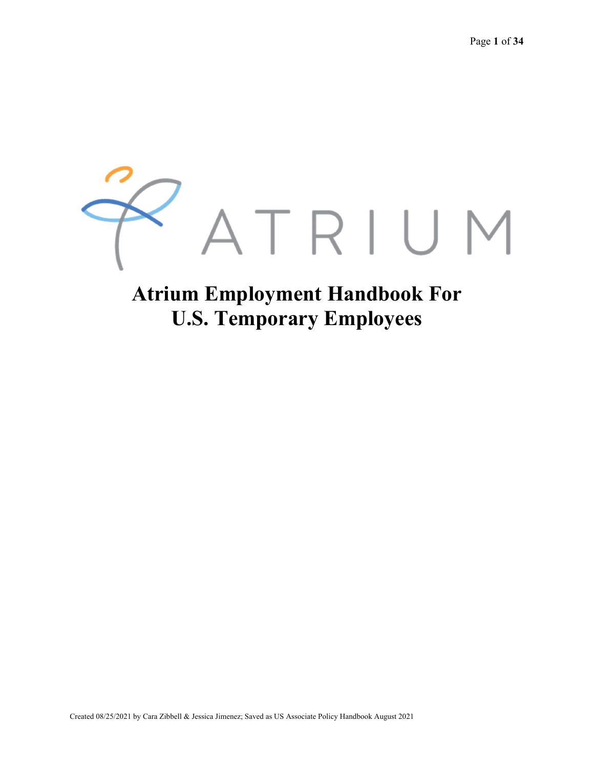ATRIUM

# Atrium Employment Handbook For U.S. Temporary Employees

Created 08/25/2021 by Cara Zibbell & Jessica Jimenez; Saved as US Associate Policy Handbook August 2021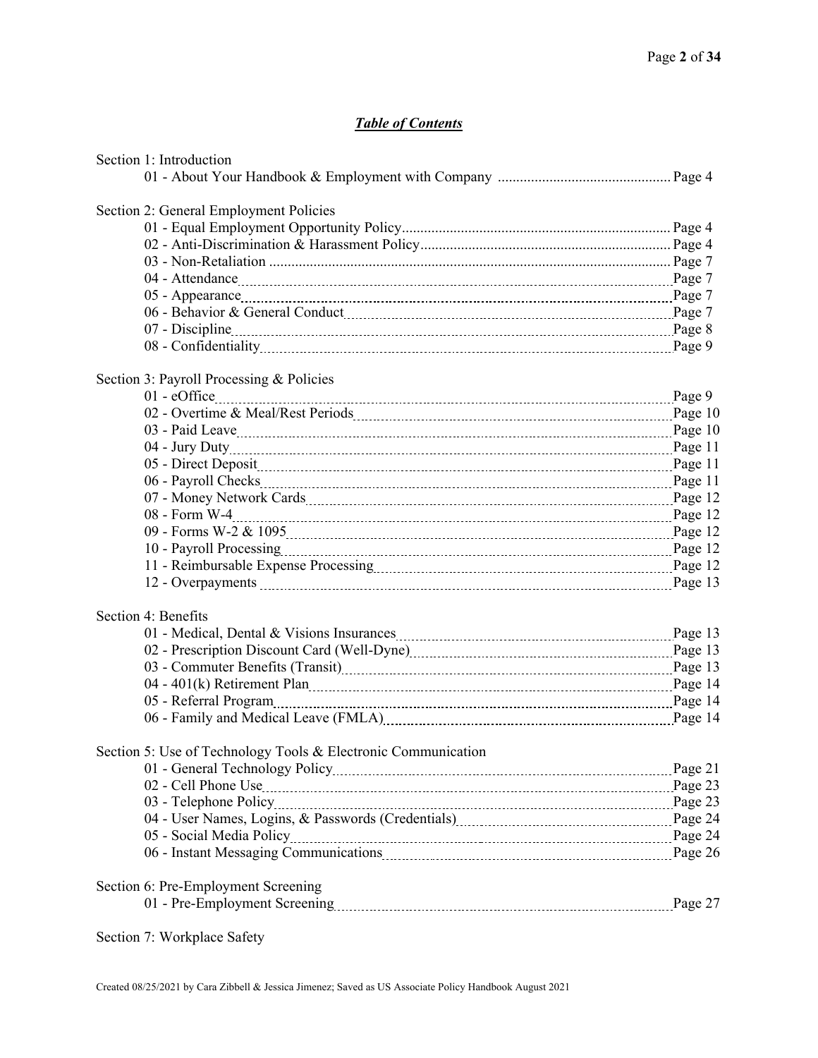## ***Table of Contents***

Section 1: Introduction
- 01 - About Your Handbook & Employment with Company ........ Page 4

Section 2: General Employment Policies
- 01 - Equal Employment Opportunity Policy ........ Page 4
- 02 - Anti-Discrimination & Harassment Policy ........ Page 4
- 03 - Non-Retaliation ........ Page 7
- 04 - Attendance ........ Page 7
- 05 - Appearance ........ Page 7
- 06 - Behavior & General Conduct ........ Page 7
- 07 - Discipline ........ Page 8
- 08 - Confidentiality ........ Page 9

Section 3: Payroll Processing & Policies
- 01 - eOffice ........ Page 9
- 02 - Overtime & Meal/Rest Periods ........ Page 10
- 03 - Paid Leave ........ Page 10
- 04 - Jury Duty ........ Page 11
- 05 - Direct Deposit ........ Page 11
- 06 - Payroll Checks ........ Page 11
- 07 - Money Network Cards ........ Page 12
- 08 - Form W-4 ........ Page 12
- 09 - Forms W-2 & 1095 ........ Page 12
- 10 - Payroll Processing ........ Page 12
- 11 - Reimbursable Expense Processing ........ Page 12
- 12 - Overpayments ........ Page 13

Section 4: Benefits
- 01 - Medical, Dental & Visions Insurances ........ Page 13
- 02 - Prescription Discount Card (Well-Dyne) ........ Page 13
- 03 - Commuter Benefits (Transit) ........ Page 13
- 04 - 401(k) Retirement Plan ........ Page 14
- 05 - Referral Program ........ Page 14
- 06 - Family and Medical Leave (FMLA) ........ Page 14

Section 5: Use of Technology Tools & Electronic Communication
- 01 - General Technology Policy ........ Page 21
- 02 - Cell Phone Use ........ Page 23
- 03 - Telephone Policy ........ Page 23
- 04 - User Names, Logins, & Passwords (Credentials) ........ Page 24
- 05 - Social Media Policy ........ Page 24
- 06 - Instant Messaging Communications ........ Page 26

Section 6: Pre-Employment Screening
- 01 - Pre-Employment Screening ........ Page 27

Section 7: Workplace Safety

Created 08/25/2021 by Cara Zibbell & Jessica Jimenez; Saved as US Associate Policy Handbook August 2021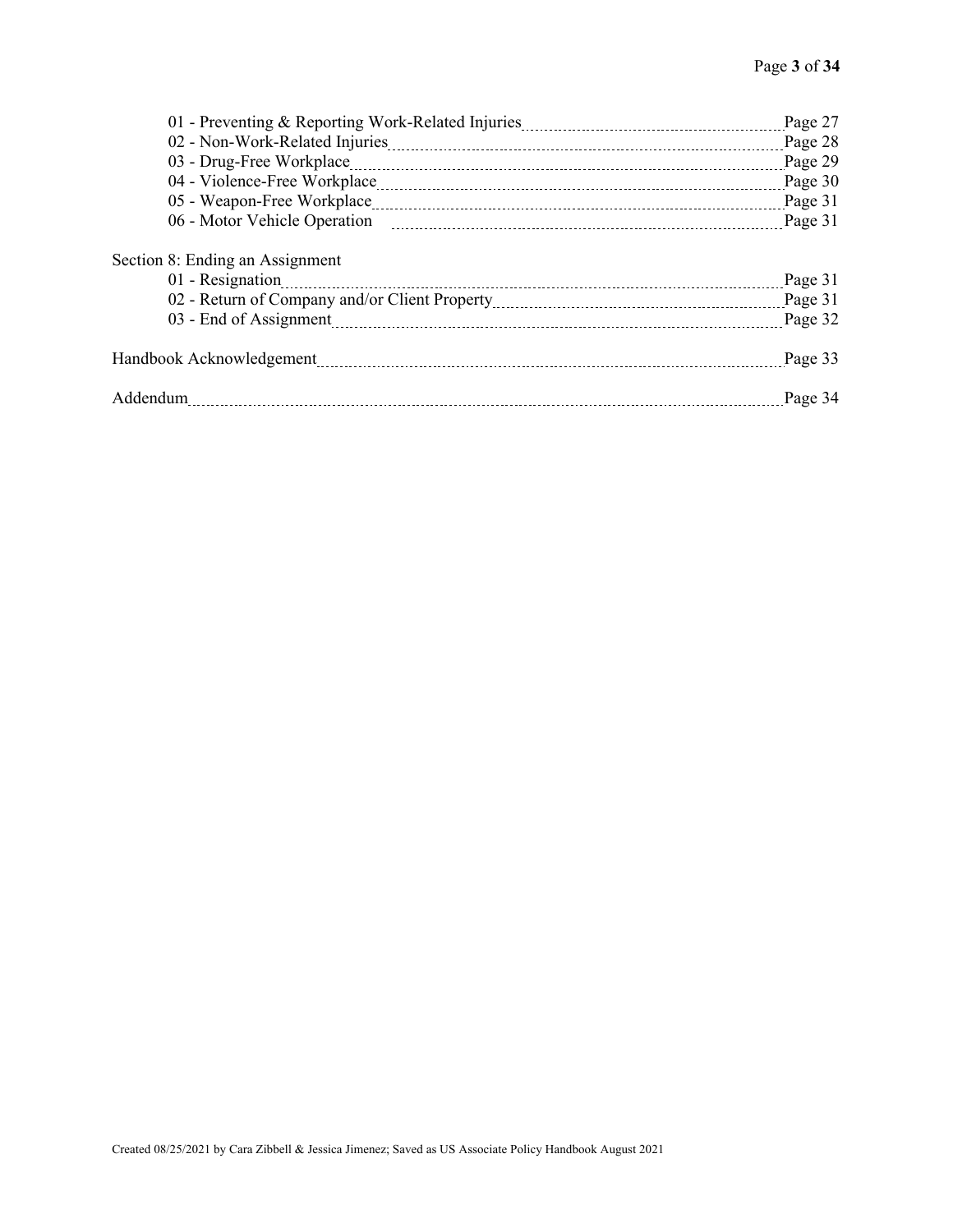- 01 - Preventing & Reporting Work-Related Injuries ........ Page 27
- 02 - Non-Work-Related Injuries ........ Page 28
- 03 - Drug-Free Workplace ........ Page 29
- 04 - Violence-Free Workplace ........ Page 30
- 05 - Weapon-Free Workplace ........ Page 31
- 06 - Motor Vehicle Operation ........ Page 31

Section 8: Ending an Assignment

- 01 - Resignation ........ Page 31
- 02 - Return of Company and/or Client Property ........ Page 31
- 03 - End of Assignment ........ Page 32

Handbook Acknowledgement ........ Page 33

Addendum ........ Page 34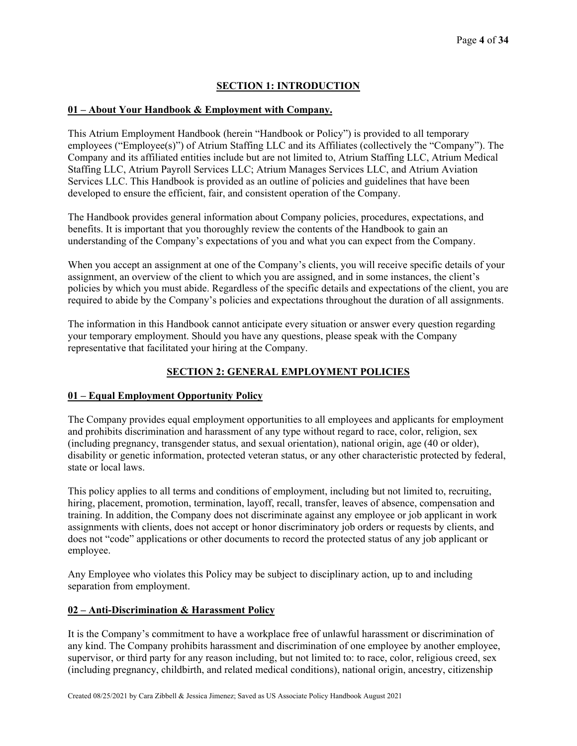## SECTION 1: INTRODUCTION

### 01 – About Your Handbook & Employment with Company.

This Atrium Employment Handbook (herein "Handbook or Policy") is provided to all temporary employees ("Employee(s)") of Atrium Staffing LLC and its Affiliates (collectively the "Company"). The Company and its affiliated entities include but are not limited to, Atrium Staffing LLC, Atrium Medical Staffing LLC, Atrium Payroll Services LLC; Atrium Manages Services LLC, and Atrium Aviation Services LLC. This Handbook is provided as an outline of policies and guidelines that have been developed to ensure the efficient, fair, and consistent operation of the Company.

The Handbook provides general information about Company policies, procedures, expectations, and benefits. It is important that you thoroughly review the contents of the Handbook to gain an understanding of the Company's expectations of you and what you can expect from the Company.

When you accept an assignment at one of the Company's clients, you will receive specific details of your assignment, an overview of the client to which you are assigned, and in some instances, the client's policies by which you must abide. Regardless of the specific details and expectations of the client, you are required to abide by the Company's policies and expectations throughout the duration of all assignments.

The information in this Handbook cannot anticipate every situation or answer every question regarding your temporary employment. Should you have any questions, please speak with the Company representative that facilitated your hiring at the Company.

## SECTION 2: GENERAL EMPLOYMENT POLICIES

### 01 – Equal Employment Opportunity Policy

The Company provides equal employment opportunities to all employees and applicants for employment and prohibits discrimination and harassment of any type without regard to race, color, religion, sex (including pregnancy, transgender status, and sexual orientation), national origin, age (40 or older), disability or genetic information, protected veteran status, or any other characteristic protected by federal, state or local laws.

This policy applies to all terms and conditions of employment, including but not limited to, recruiting, hiring, placement, promotion, termination, layoff, recall, transfer, leaves of absence, compensation and training. In addition, the Company does not discriminate against any employee or job applicant in work assignments with clients, does not accept or honor discriminatory job orders or requests by clients, and does not "code" applications or other documents to record the protected status of any job applicant or employee.

Any Employee who violates this Policy may be subject to disciplinary action, up to and including separation from employment.

### 02 – Anti-Discrimination & Harassment Policy

It is the Company's commitment to have a workplace free of unlawful harassment or discrimination of any kind. The Company prohibits harassment and discrimination of one employee by another employee, supervisor, or third party for any reason including, but not limited to: to race, color, religious creed, sex (including pregnancy, childbirth, and related medical conditions), national origin, ancestry, citizenship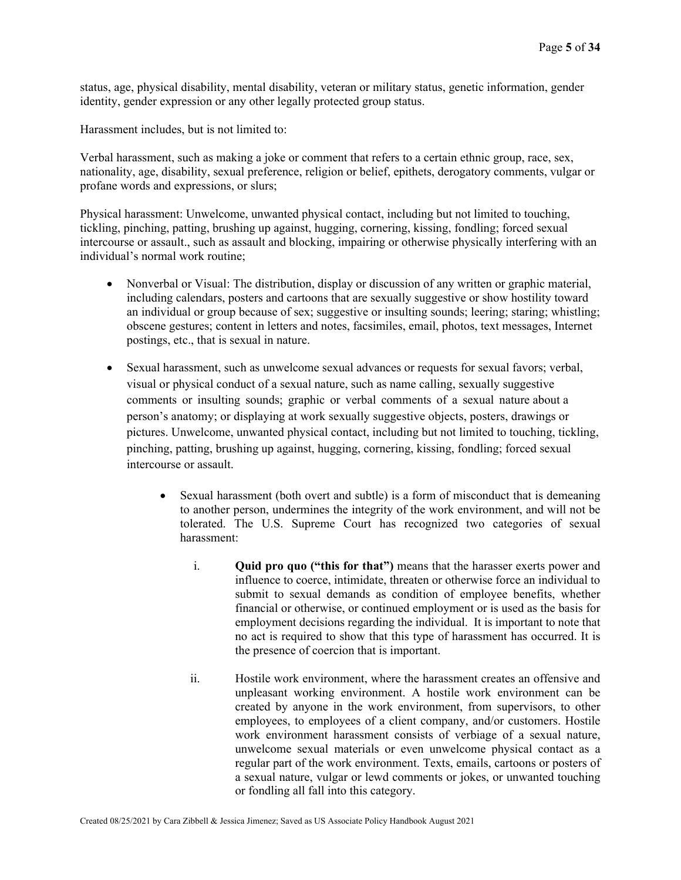status, age, physical disability, mental disability, veteran or military status, genetic information, gender identity, gender expression or any other legally protected group status.

Harassment includes, but is not limited to:

Verbal harassment, such as making a joke or comment that refers to a certain ethnic group, race, sex, nationality, age, disability, sexual preference, religion or belief, epithets, derogatory comments, vulgar or profane words and expressions, or slurs;

Physical harassment: Unwelcome, unwanted physical contact, including but not limited to touching, tickling, pinching, patting, brushing up against, hugging, cornering, kissing, fondling; forced sexual intercourse or assault., such as assault and blocking, impairing or otherwise physically interfering with an individual's normal work routine;

- Nonverbal or Visual: The distribution, display or discussion of any written or graphic material, including calendars, posters and cartoons that are sexually suggestive or show hostility toward an individual or group because of sex; suggestive or insulting sounds; leering; staring; whistling; obscene gestures; content in letters and notes, facsimiles, email, photos, text messages, Internet postings, etc., that is sexual in nature.

- Sexual harassment, such as unwelcome sexual advances or requests for sexual favors; verbal, visual or physical conduct of a sexual nature, such as name calling, sexually suggestive comments or insulting sounds; graphic or verbal comments of a sexual nature about a person's anatomy; or displaying at work sexually suggestive objects, posters, drawings or pictures. Unwelcome, unwanted physical contact, including but not limited to touching, tickling, pinching, patting, brushing up against, hugging, cornering, kissing, fondling; forced sexual intercourse or assault.

    - Sexual harassment (both overt and subtle) is a form of misconduct that is demeaning to another person, undermines the integrity of the work environment, and will not be tolerated. The U.S. Supreme Court has recognized two categories of sexual harassment:

        i. **Quid pro quo ("this for that")** means that the harasser exerts power and influence to coerce, intimidate, threaten or otherwise force an individual to submit to sexual demands as condition of employee benefits, whether financial or otherwise, or continued employment or is used as the basis for employment decisions regarding the individual. It is important to note that no act is required to show that this type of harassment has occurred. It is the presence of coercion that is important.

        ii. Hostile work environment, where the harassment creates an offensive and unpleasant working environment. A hostile work environment can be created by anyone in the work environment, from supervisors, to other employees, to employees of a client company, and/or customers. Hostile work environment harassment consists of verbiage of a sexual nature, unwelcome sexual materials or even unwelcome physical contact as a regular part of the work environment. Texts, emails, cartoons or posters of a sexual nature, vulgar or lewd comments or jokes, or unwanted touching or fondling all fall into this category.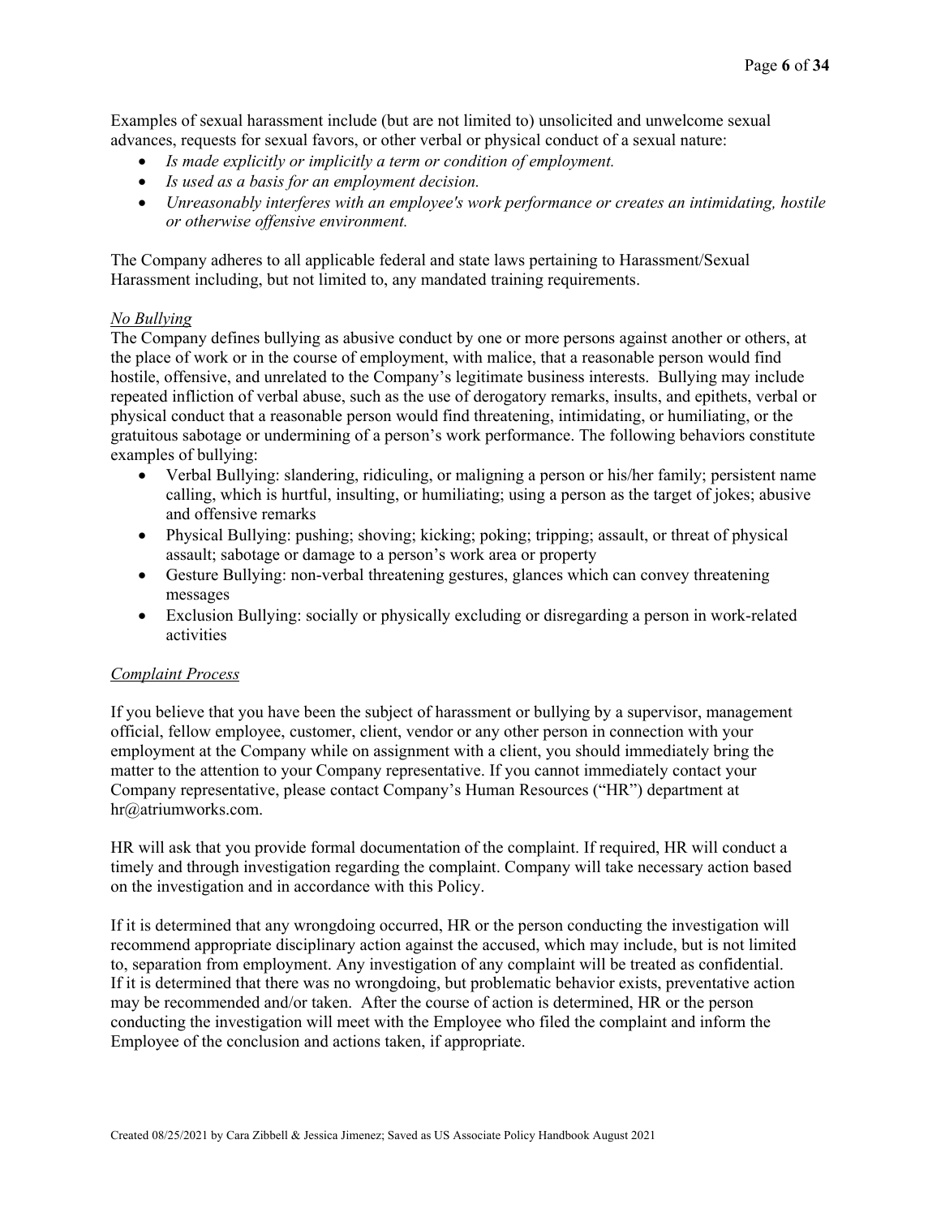Examples of sexual harassment include (but are not limited to) unsolicited and unwelcome sexual advances, requests for sexual favors, or other verbal or physical conduct of a sexual nature:

- *Is made explicitly or implicitly a term or condition of employment.*
- *Is used as a basis for an employment decision.*
- *Unreasonably interferes with an employee's work performance or creates an intimidating, hostile or otherwise offensive environment.*

The Company adheres to all applicable federal and state laws pertaining to Harassment/Sexual Harassment including, but not limited to, any mandated training requirements.

*No Bullying*

The Company defines bullying as abusive conduct by one or more persons against another or others, at the place of work or in the course of employment, with malice, that a reasonable person would find hostile, offensive, and unrelated to the Company's legitimate business interests. Bullying may include repeated infliction of verbal abuse, such as the use of derogatory remarks, insults, and epithets, verbal or physical conduct that a reasonable person would find threatening, intimidating, or humiliating, or the gratuitous sabotage or undermining of a person's work performance. The following behaviors constitute examples of bullying:

- Verbal Bullying: slandering, ridiculing, or maligning a person or his/her family; persistent name calling, which is hurtful, insulting, or humiliating; using a person as the target of jokes; abusive and offensive remarks
- Physical Bullying: pushing; shoving; kicking; poking; tripping; assault, or threat of physical assault; sabotage or damage to a person's work area or property
- Gesture Bullying: non-verbal threatening gestures, glances which can convey threatening messages
- Exclusion Bullying: socially or physically excluding or disregarding a person in work-related activities

*Complaint Process*

If you believe that you have been the subject of harassment or bullying by a supervisor, management official, fellow employee, customer, client, vendor or any other person in connection with your employment at the Company while on assignment with a client, you should immediately bring the matter to the attention to your Company representative. If you cannot immediately contact your Company representative, please contact Company's Human Resources ("HR") department at hr@atriumworks.com.

HR will ask that you provide formal documentation of the complaint. If required, HR will conduct a timely and through investigation regarding the complaint. Company will take necessary action based on the investigation and in accordance with this Policy.

If it is determined that any wrongdoing occurred, HR or the person conducting the investigation will recommend appropriate disciplinary action against the accused, which may include, but is not limited to, separation from employment. Any investigation of any complaint will be treated as confidential. If it is determined that there was no wrongdoing, but problematic behavior exists, preventative action may be recommended and/or taken. After the course of action is determined, HR or the person conducting the investigation will meet with the Employee who filed the complaint and inform the Employee of the conclusion and actions taken, if appropriate.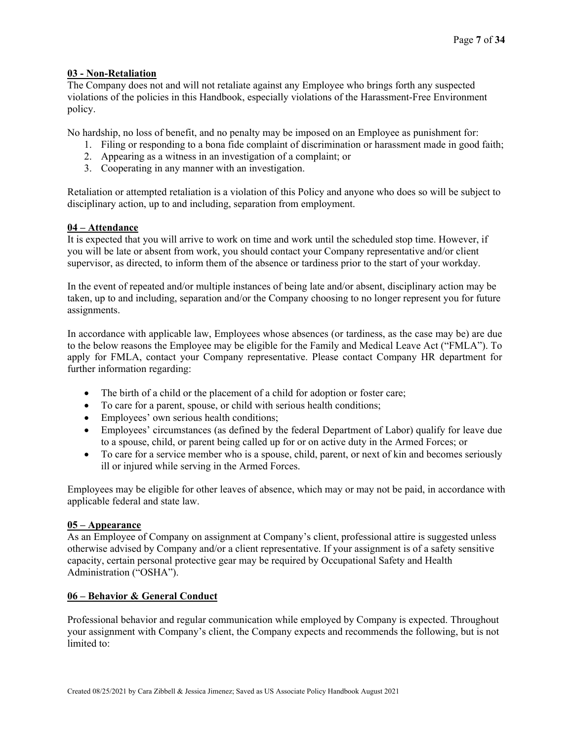## 03 - Non-Retaliation

The Company does not and will not retaliate against any Employee who brings forth any suspected violations of the policies in this Handbook, especially violations of the Harassment-Free Environment policy.

No hardship, no loss of benefit, and no penalty may be imposed on an Employee as punishment for:

1. Filing or responding to a bona fide complaint of discrimination or harassment made in good faith;
2. Appearing as a witness in an investigation of a complaint; or
3. Cooperating in any manner with an investigation.

Retaliation or attempted retaliation is a violation of this Policy and anyone who does so will be subject to disciplinary action, up to and including, separation from employment.

## 04 – Attendance

It is expected that you will arrive to work on time and work until the scheduled stop time. However, if you will be late or absent from work, you should contact your Company representative and/or client supervisor, as directed, to inform them of the absence or tardiness prior to the start of your workday.

In the event of repeated and/or multiple instances of being late and/or absent, disciplinary action may be taken, up to and including, separation and/or the Company choosing to no longer represent you for future assignments.

In accordance with applicable law, Employees whose absences (or tardiness, as the case may be) are due to the below reasons the Employee may be eligible for the Family and Medical Leave Act ("FMLA"). To apply for FMLA, contact your Company representative. Please contact Company HR department for further information regarding:

- The birth of a child or the placement of a child for adoption or foster care;
- To care for a parent, spouse, or child with serious health conditions;
- Employees' own serious health conditions;
- Employees' circumstances (as defined by the federal Department of Labor) qualify for leave due to a spouse, child, or parent being called up for or on active duty in the Armed Forces; or
- To care for a service member who is a spouse, child, parent, or next of kin and becomes seriously ill or injured while serving in the Armed Forces.

Employees may be eligible for other leaves of absence, which may or may not be paid, in accordance with applicable federal and state law.

## 05 – Appearance

As an Employee of Company on assignment at Company's client, professional attire is suggested unless otherwise advised by Company and/or a client representative. If your assignment is of a safety sensitive capacity, certain personal protective gear may be required by Occupational Safety and Health Administration ("OSHA").

## 06 – Behavior & General Conduct

Professional behavior and regular communication while employed by Company is expected. Throughout your assignment with Company's client, the Company expects and recommends the following, but is not limited to: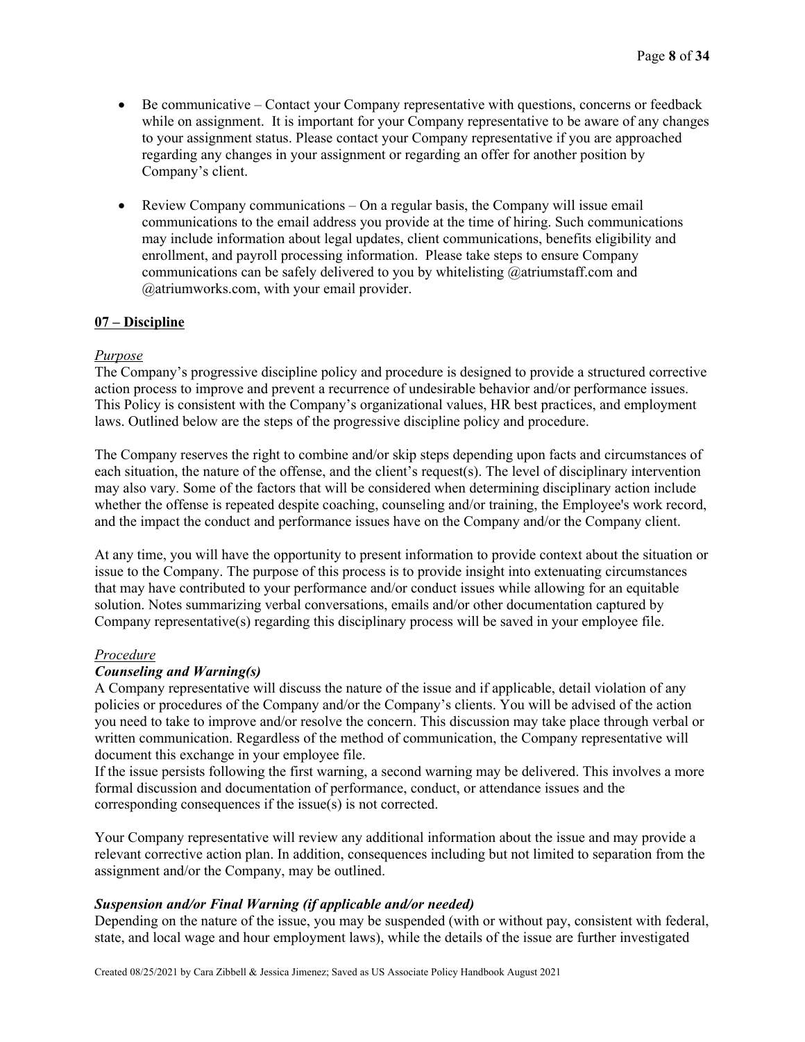- Be communicative – Contact your Company representative with questions, concerns or feedback while on assignment. It is important for your Company representative to be aware of any changes to your assignment status. Please contact your Company representative if you are approached regarding any changes in your assignment or regarding an offer for another position by Company's client.

- Review Company communications – On a regular basis, the Company will issue email communications to the email address you provide at the time of hiring. Such communications may include information about legal updates, client communications, benefits eligibility and enrollment, and payroll processing information. Please take steps to ensure Company communications can be safely delivered to you by whitelisting @atriumstaff.com and @atriumworks.com, with your email provider.

## 07 – Discipline

*Purpose*

The Company's progressive discipline policy and procedure is designed to provide a structured corrective action process to improve and prevent a recurrence of undesirable behavior and/or performance issues. This Policy is consistent with the Company's organizational values, HR best practices, and employment laws. Outlined below are the steps of the progressive discipline policy and procedure.

The Company reserves the right to combine and/or skip steps depending upon facts and circumstances of each situation, the nature of the offense, and the client's request(s). The level of disciplinary intervention may also vary. Some of the factors that will be considered when determining disciplinary action include whether the offense is repeated despite coaching, counseling and/or training, the Employee's work record, and the impact the conduct and performance issues have on the Company and/or the Company client.

At any time, you will have the opportunity to present information to provide context about the situation or issue to the Company. The purpose of this process is to provide insight into extenuating circumstances that may have contributed to your performance and/or conduct issues while allowing for an equitable solution. Notes summarizing verbal conversations, emails and/or other documentation captured by Company representative(s) regarding this disciplinary process will be saved in your employee file.

*Procedure*

***Counseling and Warning(s)***

A Company representative will discuss the nature of the issue and if applicable, detail violation of any policies or procedures of the Company and/or the Company's clients. You will be advised of the action you need to take to improve and/or resolve the concern. This discussion may take place through verbal or written communication. Regardless of the method of communication, the Company representative will document this exchange in your employee file.

If the issue persists following the first warning, a second warning may be delivered. This involves a more formal discussion and documentation of performance, conduct, or attendance issues and the corresponding consequences if the issue(s) is not corrected.

Your Company representative will review any additional information about the issue and may provide a relevant corrective action plan. In addition, consequences including but not limited to separation from the assignment and/or the Company, may be outlined.

***Suspension and/or Final Warning (if applicable and/or needed)***

Depending on the nature of the issue, you may be suspended (with or without pay, consistent with federal, state, and local wage and hour employment laws), while the details of the issue are further investigated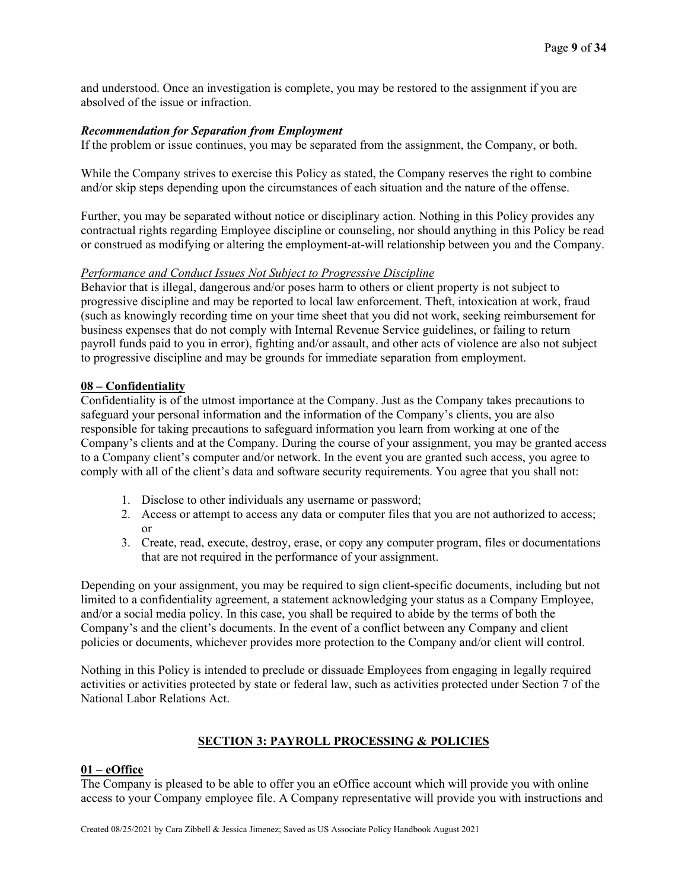and understood. Once an investigation is complete, you may be restored to the assignment if you are absolved of the issue or infraction.

***Recommendation for Separation from Employment***

If the problem or issue continues, you may be separated from the assignment, the Company, or both.

While the Company strives to exercise this Policy as stated, the Company reserves the right to combine and/or skip steps depending upon the circumstances of each situation and the nature of the offense.

Further, you may be separated without notice or disciplinary action. Nothing in this Policy provides any contractual rights regarding Employee discipline or counseling, nor should anything in this Policy be read or construed as modifying or altering the employment-at-will relationship between you and the Company.

*Performance and Conduct Issues Not Subject to Progressive Discipline*

Behavior that is illegal, dangerous and/or poses harm to others or client property is not subject to progressive discipline and may be reported to local law enforcement. Theft, intoxication at work, fraud (such as knowingly recording time on your time sheet that you did not work, seeking reimbursement for business expenses that do not comply with Internal Revenue Service guidelines, or failing to return payroll funds paid to you in error), fighting and/or assault, and other acts of violence are also not subject to progressive discipline and may be grounds for immediate separation from employment.

**08 – Confidentiality**

Confidentiality is of the utmost importance at the Company. Just as the Company takes precautions to safeguard your personal information and the information of the Company's clients, you are also responsible for taking precautions to safeguard information you learn from working at one of the Company's clients and at the Company. During the course of your assignment, you may be granted access to a Company client's computer and/or network. In the event you are granted such access, you agree to comply with all of the client's data and software security requirements. You agree that you shall not:

1. Disclose to other individuals any username or password;
2. Access or attempt to access any data or computer files that you are not authorized to access; or
3. Create, read, execute, destroy, erase, or copy any computer program, files or documentations that are not required in the performance of your assignment.

Depending on your assignment, you may be required to sign client-specific documents, including but not limited to a confidentiality agreement, a statement acknowledging your status as a Company Employee, and/or a social media policy. In this case, you shall be required to abide by the terms of both the Company's and the client's documents. In the event of a conflict between any Company and client policies or documents, whichever provides more protection to the Company and/or client will control.

Nothing in this Policy is intended to preclude or dissuade Employees from engaging in legally required activities or activities protected by state or federal law, such as activities protected under Section 7 of the National Labor Relations Act.

## SECTION 3: PAYROLL PROCESSING & POLICIES

**01 – eOffice**

The Company is pleased to be able to offer you an eOffice account which will provide you with online access to your Company employee file. A Company representative will provide you with instructions and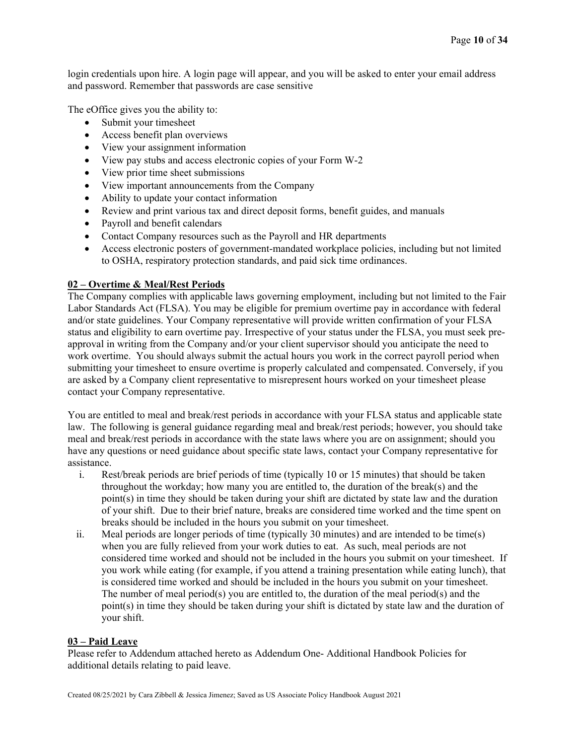login credentials upon hire. A login page will appear, and you will be asked to enter your email address and password. Remember that passwords are case sensitive

The eOffice gives you the ability to:

- Submit your timesheet
- Access benefit plan overviews
- View your assignment information
- View pay stubs and access electronic copies of your Form W-2
- View prior time sheet submissions
- View important announcements from the Company
- Ability to update your contact information
- Review and print various tax and direct deposit forms, benefit guides, and manuals
- Payroll and benefit calendars
- Contact Company resources such as the Payroll and HR departments
- Access electronic posters of government-mandated workplace policies, including but not limited to OSHA, respiratory protection standards, and paid sick time ordinances.

## 02 – Overtime & Meal/Rest Periods

The Company complies with applicable laws governing employment, including but not limited to the Fair Labor Standards Act (FLSA). You may be eligible for premium overtime pay in accordance with federal and/or state guidelines. Your Company representative will provide written confirmation of your FLSA status and eligibility to earn overtime pay. Irrespective of your status under the FLSA, you must seek pre-approval in writing from the Company and/or your client supervisor should you anticipate the need to work overtime. You should always submit the actual hours you work in the correct payroll period when submitting your timesheet to ensure overtime is properly calculated and compensated. Conversely, if you are asked by a Company client representative to misrepresent hours worked on your timesheet please contact your Company representative.

You are entitled to meal and break/rest periods in accordance with your FLSA status and applicable state law. The following is general guidance regarding meal and break/rest periods; however, you should take meal and break/rest periods in accordance with the state laws where you are on assignment; should you have any questions or need guidance about specific state laws, contact your Company representative for assistance.

i. Rest/break periods are brief periods of time (typically 10 or 15 minutes) that should be taken throughout the workday; how many you are entitled to, the duration of the break(s) and the point(s) in time they should be taken during your shift are dictated by state law and the duration of your shift. Due to their brief nature, breaks are considered time worked and the time spent on breaks should be included in the hours you submit on your timesheet.

ii. Meal periods are longer periods of time (typically 30 minutes) and are intended to be time(s) when you are fully relieved from your work duties to eat. As such, meal periods are not considered time worked and should not be included in the hours you submit on your timesheet. If you work while eating (for example, if you attend a training presentation while eating lunch), that is considered time worked and should be included in the hours you submit on your timesheet. The number of meal period(s) you are entitled to, the duration of the meal period(s) and the point(s) in time they should be taken during your shift is dictated by state law and the duration of your shift.

## 03 – Paid Leave

Please refer to Addendum attached hereto as Addendum One- Additional Handbook Policies for additional details relating to paid leave.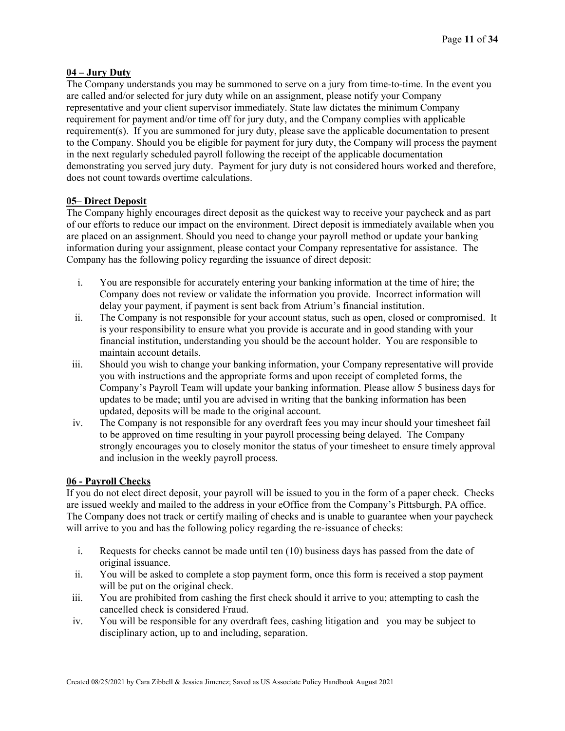## 04 – Jury Duty

The Company understands you may be summoned to serve on a jury from time-to-time. In the event you are called and/or selected for jury duty while on an assignment, please notify your Company representative and your client supervisor immediately. State law dictates the minimum Company requirement for payment and/or time off for jury duty, and the Company complies with applicable requirement(s). If you are summoned for jury duty, please save the applicable documentation to present to the Company. Should you be eligible for payment for jury duty, the Company will process the payment in the next regularly scheduled payroll following the receipt of the applicable documentation demonstrating you served jury duty. Payment for jury duty is not considered hours worked and therefore, does not count towards overtime calculations.

## 05– Direct Deposit

The Company highly encourages direct deposit as the quickest way to receive your paycheck and as part of our efforts to reduce our impact on the environment. Direct deposit is immediately available when you are placed on an assignment. Should you need to change your payroll method or update your banking information during your assignment, please contact your Company representative for assistance. The Company has the following policy regarding the issuance of direct deposit:

i. You are responsible for accurately entering your banking information at the time of hire; the Company does not review or validate the information you provide. Incorrect information will delay your payment, if payment is sent back from Atrium's financial institution.

ii. The Company is not responsible for your account status, such as open, closed or compromised. It is your responsibility to ensure what you provide is accurate and in good standing with your financial institution, understanding you should be the account holder. You are responsible to maintain account details.

iii. Should you wish to change your banking information, your Company representative will provide you with instructions and the appropriate forms and upon receipt of completed forms, the Company's Payroll Team will update your banking information. Please allow 5 business days for updates to be made; until you are advised in writing that the banking information has been updated, deposits will be made to the original account.

iv. The Company is not responsible for any overdraft fees you may incur should your timesheet fail to be approved on time resulting in your payroll processing being delayed. The Company <u>strongly</u> encourages you to closely monitor the status of your timesheet to ensure timely approval and inclusion in the weekly payroll process.

## 06 - Payroll Checks

If you do not elect direct deposit, your payroll will be issued to you in the form of a paper check. Checks are issued weekly and mailed to the address in your eOffice from the Company's Pittsburgh, PA office. The Company does not track or certify mailing of checks and is unable to guarantee when your paycheck will arrive to you and has the following policy regarding the re-issuance of checks:

i. Requests for checks cannot be made until ten (10) business days has passed from the date of original issuance.

ii. You will be asked to complete a stop payment form, once this form is received a stop payment will be put on the original check.

iii. You are prohibited from cashing the first check should it arrive to you; attempting to cash the cancelled check is considered Fraud.

iv. You will be responsible for any overdraft fees, cashing litigation and you may be subject to disciplinary action, up to and including, separation.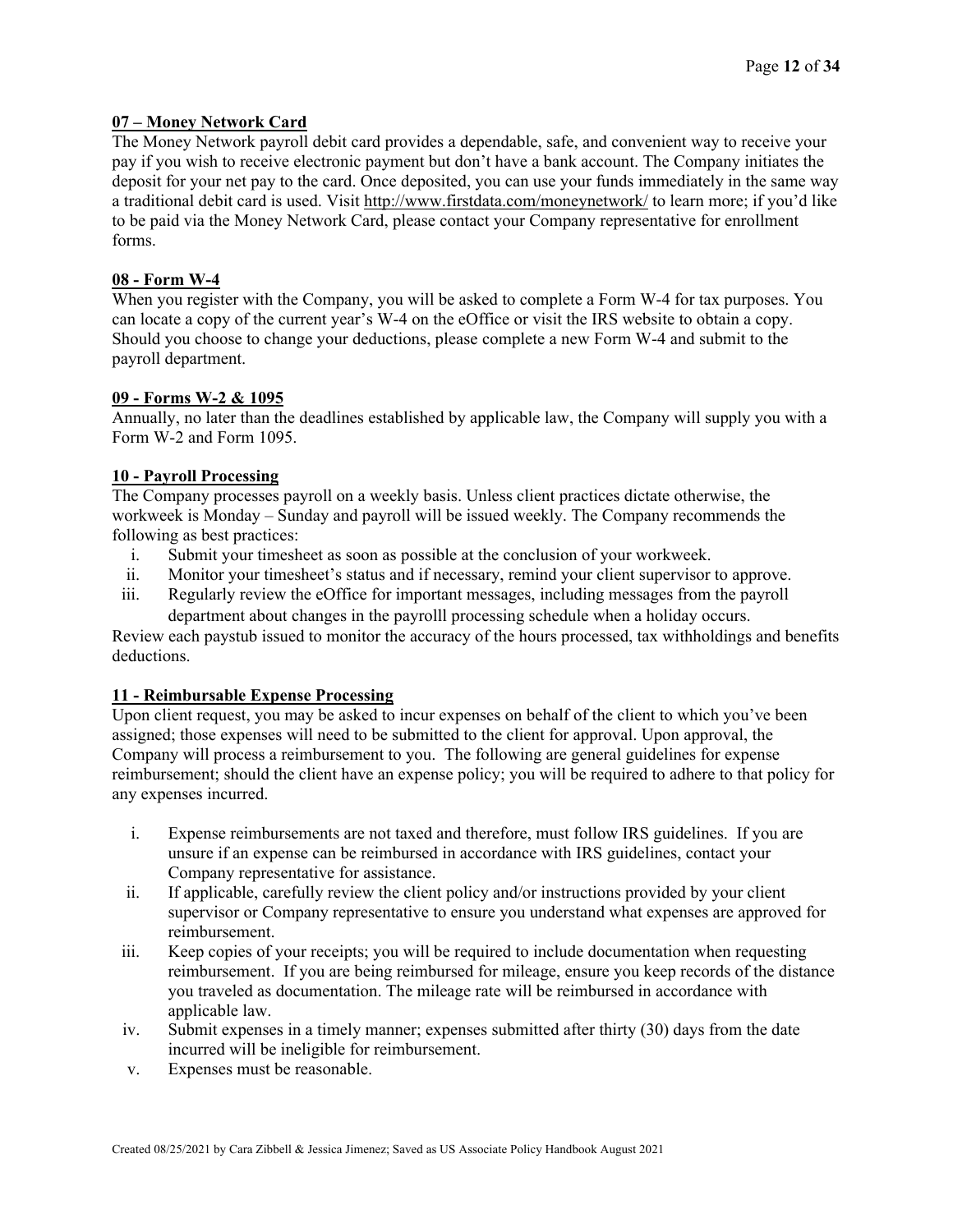**07 – Money Network Card**

The Money Network payroll debit card provides a dependable, safe, and convenient way to receive your pay if you wish to receive electronic payment but don't have a bank account. The Company initiates the deposit for your net pay to the card. Once deposited, you can use your funds immediately in the same way a traditional debit card is used. Visit http://www.firstdata.com/moneynetwork/ to learn more; if you'd like to be paid via the Money Network Card, please contact your Company representative for enrollment forms.

**08 - Form W-4**

When you register with the Company, you will be asked to complete a Form W-4 for tax purposes. You can locate a copy of the current year's W-4 on the eOffice or visit the IRS website to obtain a copy. Should you choose to change your deductions, please complete a new Form W-4 and submit to the payroll department.

**09 - Forms W-2 & 1095**

Annually, no later than the deadlines established by applicable law, the Company will supply you with a Form W-2 and Form 1095.

**10 - Payroll Processing**

The Company processes payroll on a weekly basis. Unless client practices dictate otherwise, the workweek is Monday – Sunday and payroll will be issued weekly. The Company recommends the following as best practices:

i. Submit your timesheet as soon as possible at the conclusion of your workweek.
ii. Monitor your timesheet's status and if necessary, remind your client supervisor to approve.
iii. Regularly review the eOffice for important messages, including messages from the payroll department about changes in the payrolll processing schedule when a holiday occurs.

Review each paystub issued to monitor the accuracy of the hours processed, tax withholdings and benefits deductions.

**11 - Reimbursable Expense Processing**

Upon client request, you may be asked to incur expenses on behalf of the client to which you've been assigned; those expenses will need to be submitted to the client for approval. Upon approval, the Company will process a reimbursement to you. The following are general guidelines for expense reimbursement; should the client have an expense policy; you will be required to adhere to that policy for any expenses incurred.

i. Expense reimbursements are not taxed and therefore, must follow IRS guidelines. If you are unsure if an expense can be reimbursed in accordance with IRS guidelines, contact your Company representative for assistance.
ii. If applicable, carefully review the client policy and/or instructions provided by your client supervisor or Company representative to ensure you understand what expenses are approved for reimbursement.
iii. Keep copies of your receipts; you will be required to include documentation when requesting reimbursement. If you are being reimbursed for mileage, ensure you keep records of the distance you traveled as documentation. The mileage rate will be reimbursed in accordance with applicable law.
iv. Submit expenses in a timely manner; expenses submitted after thirty (30) days from the date incurred will be ineligible for reimbursement.
v. Expenses must be reasonable.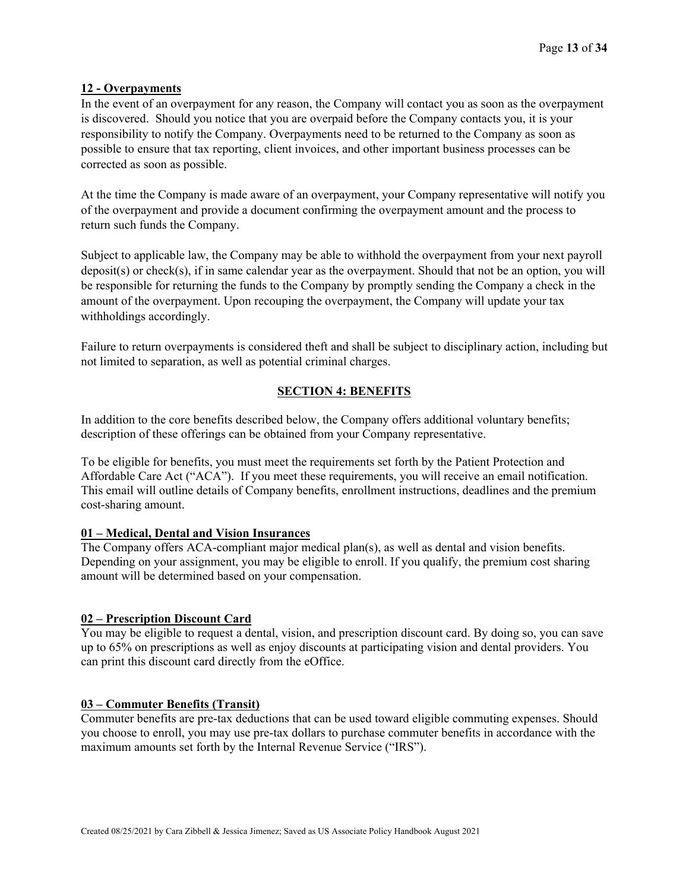**12 - Overpayments**

In the event of an overpayment for any reason, the Company will contact you as soon as the overpayment is discovered. Should you notice that you are overpaid before the Company contacts you, it is your responsibility to notify the Company. Overpayments need to be returned to the Company as soon as possible to ensure that tax reporting, client invoices, and other important business processes can be corrected as soon as possible.

At the time the Company is made aware of an overpayment, your Company representative will notify you of the overpayment and provide a document confirming the overpayment amount and the process to return such funds the Company.

Subject to applicable law, the Company may be able to withhold the overpayment from your next payroll deposit(s) or check(s), if in same calendar year as the overpayment. Should that not be an option, you will be responsible for returning the funds to the Company by promptly sending the Company a check in the amount of the overpayment. Upon recouping the overpayment, the Company will update your tax withholdings accordingly.

Failure to return overpayments is considered theft and shall be subject to disciplinary action, including but not limited to separation, as well as potential criminal charges.

## SECTION 4: BENEFITS

In addition to the core benefits described below, the Company offers additional voluntary benefits; description of these offerings can be obtained from your Company representative.

To be eligible for benefits, you must meet the requirements set forth by the Patient Protection and Affordable Care Act ("ACA"). If you meet these requirements, you will receive an email notification. This email will outline details of Company benefits, enrollment instructions, deadlines and the premium cost-sharing amount.

**01 – Medical, Dental and Vision Insurances**

The Company offers ACA-compliant major medical plan(s), as well as dental and vision benefits. Depending on your assignment, you may be eligible to enroll. If you qualify, the premium cost sharing amount will be determined based on your compensation.

**02 – Prescription Discount Card**

You may be eligible to request a dental, vision, and prescription discount card. By doing so, you can save up to 65% on prescriptions as well as enjoy discounts at participating vision and dental providers. You can print this discount card directly from the eOffice.

**03 – Commuter Benefits (Transit)**

Commuter benefits are pre-tax deductions that can be used toward eligible commuting expenses. Should you choose to enroll, you may use pre-tax dollars to purchase commuter benefits in accordance with the maximum amounts set forth by the Internal Revenue Service ("IRS").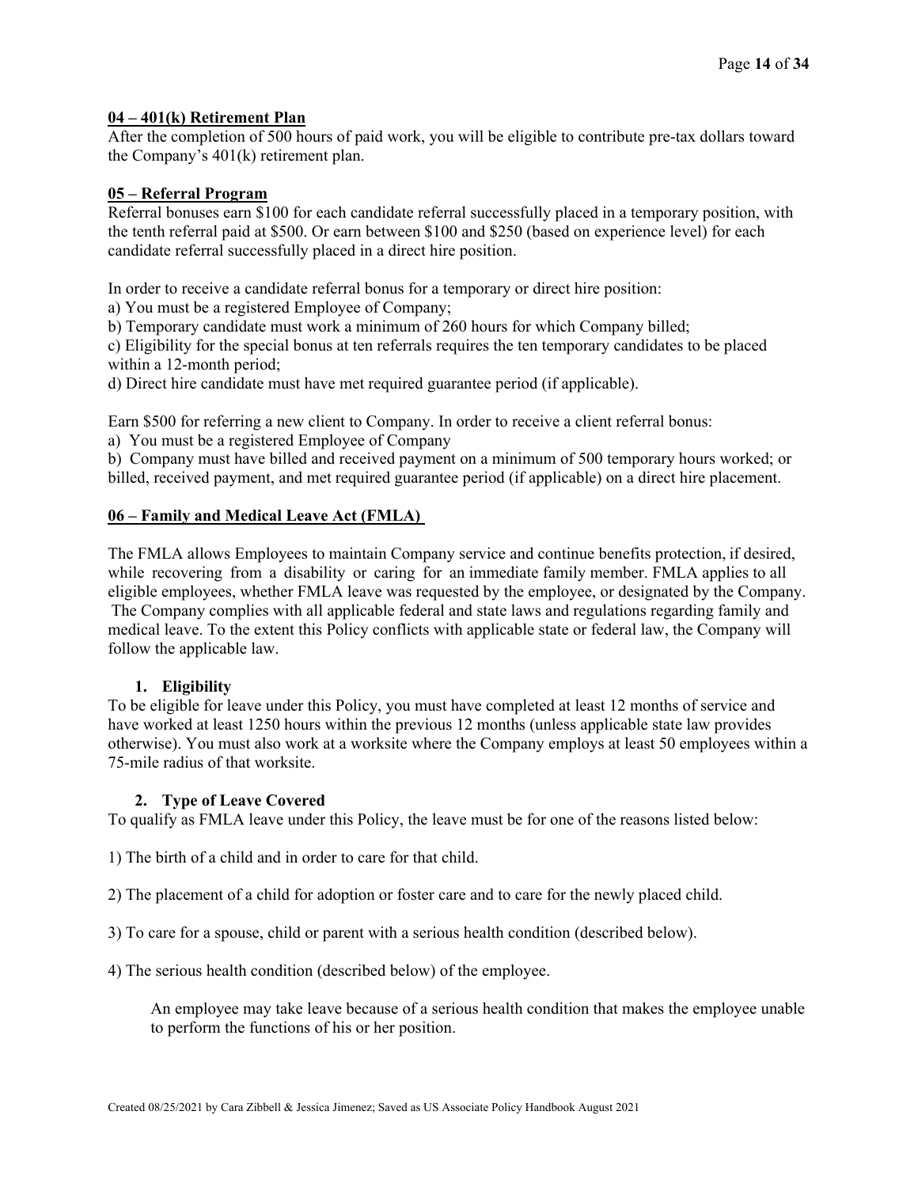## 04 – 401(k) Retirement Plan

After the completion of 500 hours of paid work, you will be eligible to contribute pre-tax dollars toward the Company's 401(k) retirement plan.

## 05 – Referral Program

Referral bonuses earn $100 for each candidate referral successfully placed in a temporary position, with the tenth referral paid at $500. Or earn between $100 and $250 (based on experience level) for each candidate referral successfully placed in a direct hire position.

In order to receive a candidate referral bonus for a temporary or direct hire position:

a) You must be a registered Employee of Company;
b) Temporary candidate must work a minimum of 260 hours for which Company billed;
c) Eligibility for the special bonus at ten referrals requires the ten temporary candidates to be placed within a 12-month period;
d) Direct hire candidate must have met required guarantee period (if applicable).

Earn $500 for referring a new client to Company. In order to receive a client referral bonus:

a) You must be a registered Employee of Company
b) Company must have billed and received payment on a minimum of 500 temporary hours worked; or billed, received payment, and met required guarantee period (if applicable) on a direct hire placement.

## 06 – Family and Medical Leave Act (FMLA)

The FMLA allows Employees to maintain Company service and continue benefits protection, if desired, while recovering from a disability or caring for an immediate family member. FMLA applies to all eligible employees, whether FMLA leave was requested by the employee, or designated by the Company. The Company complies with all applicable federal and state laws and regulations regarding family and medical leave. To the extent this Policy conflicts with applicable state or federal law, the Company will follow the applicable law.

### 1. Eligibility

To be eligible for leave under this Policy, you must have completed at least 12 months of service and have worked at least 1250 hours within the previous 12 months (unless applicable state law provides otherwise). You must also work at a worksite where the Company employs at least 50 employees within a 75-mile radius of that worksite.

### 2. Type of Leave Covered

To qualify as FMLA leave under this Policy, the leave must be for one of the reasons listed below:

1) The birth of a child and in order to care for that child.

2) The placement of a child for adoption or foster care and to care for the newly placed child.

3) To care for a spouse, child or parent with a serious health condition (described below).

4) The serious health condition (described below) of the employee.

> An employee may take leave because of a serious health condition that makes the employee unable to perform the functions of his or her position.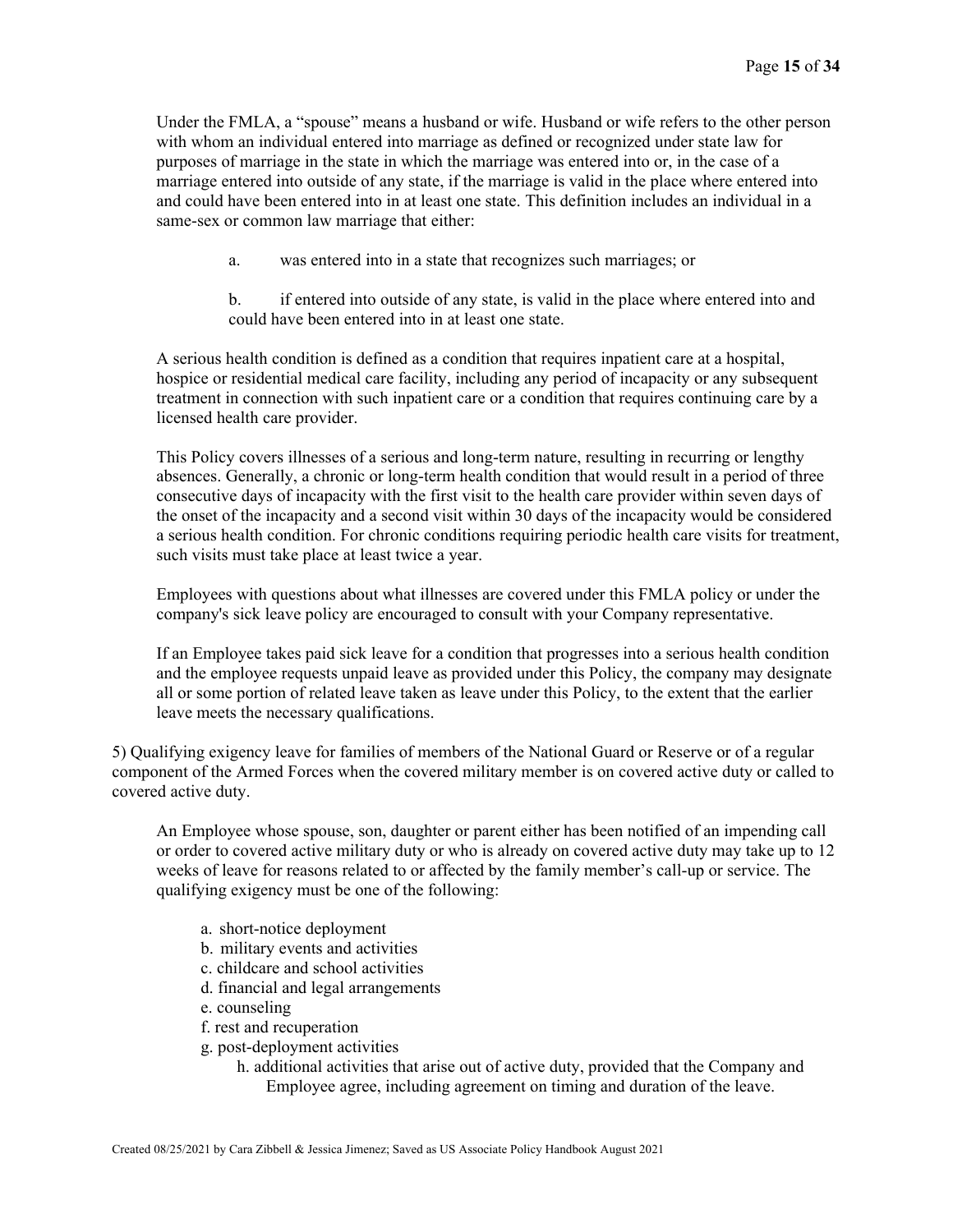Under the FMLA, a "spouse" means a husband or wife. Husband or wife refers to the other person with whom an individual entered into marriage as defined or recognized under state law for purposes of marriage in the state in which the marriage was entered into or, in the case of a marriage entered into outside of any state, if the marriage is valid in the place where entered into and could have been entered into in at least one state. This definition includes an individual in a same-sex or common law marriage that either:

a. was entered into in a state that recognizes such marriages; or

b. if entered into outside of any state, is valid in the place where entered into and could have been entered into in at least one state.

A serious health condition is defined as a condition that requires inpatient care at a hospital, hospice or residential medical care facility, including any period of incapacity or any subsequent treatment in connection with such inpatient care or a condition that requires continuing care by a licensed health care provider.

This Policy covers illnesses of a serious and long-term nature, resulting in recurring or lengthy absences. Generally, a chronic or long-term health condition that would result in a period of three consecutive days of incapacity with the first visit to the health care provider within seven days of the onset of the incapacity and a second visit within 30 days of the incapacity would be considered a serious health condition. For chronic conditions requiring periodic health care visits for treatment, such visits must take place at least twice a year.

Employees with questions about what illnesses are covered under this FMLA policy or under the company's sick leave policy are encouraged to consult with your Company representative.

If an Employee takes paid sick leave for a condition that progresses into a serious health condition and the employee requests unpaid leave as provided under this Policy, the company may designate all or some portion of related leave taken as leave under this Policy, to the extent that the earlier leave meets the necessary qualifications.

5) Qualifying exigency leave for families of members of the National Guard or Reserve or of a regular component of the Armed Forces when the covered military member is on covered active duty or called to covered active duty.

An Employee whose spouse, son, daughter or parent either has been notified of an impending call or order to covered active military duty or who is already on covered active duty may take up to 12 weeks of leave for reasons related to or affected by the family member's call-up or service. The qualifying exigency must be one of the following:

a. short-notice deployment
b. military events and activities
c. childcare and school activities
d. financial and legal arrangements
e. counseling
f. rest and recuperation
g. post-deployment activities
h. additional activities that arise out of active duty, provided that the Company and Employee agree, including agreement on timing and duration of the leave.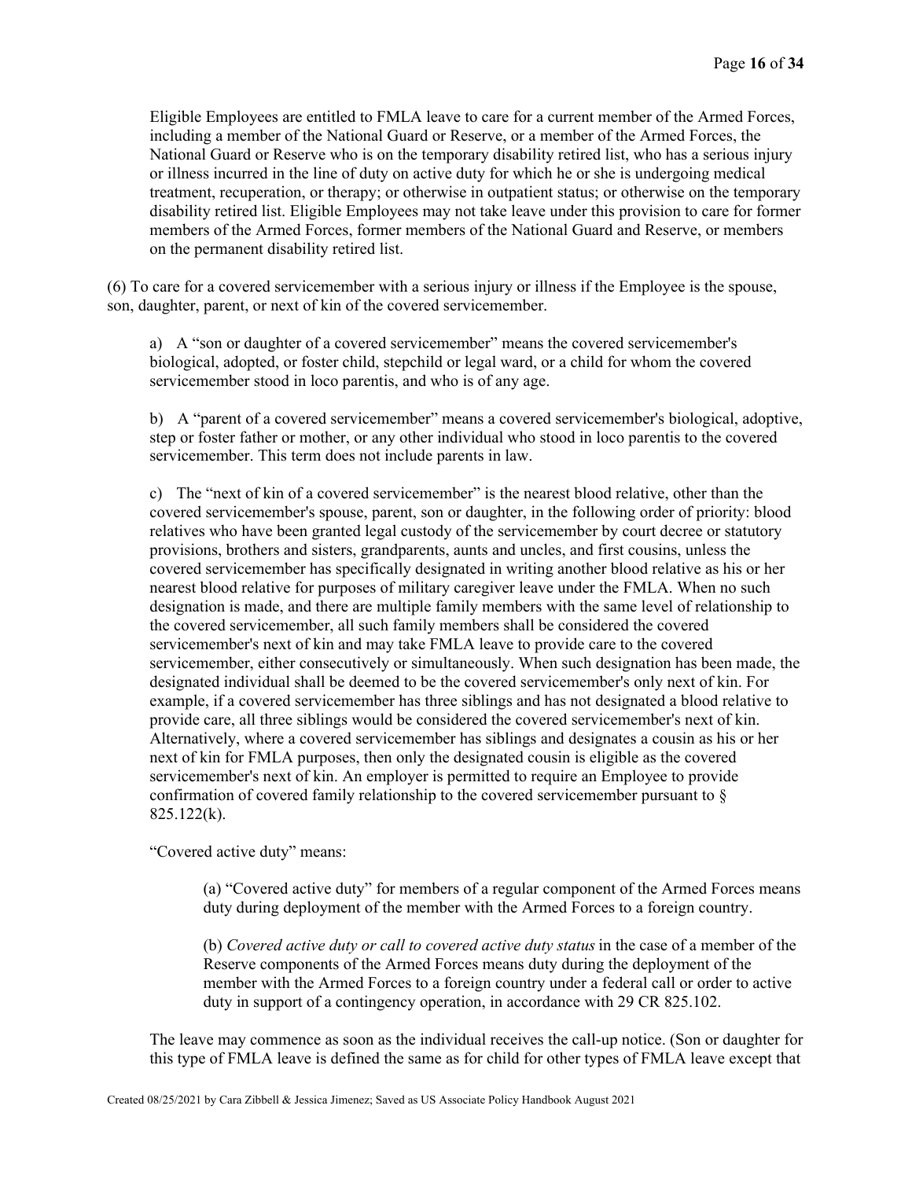Eligible Employees are entitled to FMLA leave to care for a current member of the Armed Forces, including a member of the National Guard or Reserve, or a member of the Armed Forces, the National Guard or Reserve who is on the temporary disability retired list, who has a serious injury or illness incurred in the line of duty on active duty for which he or she is undergoing medical treatment, recuperation, or therapy; or otherwise in outpatient status; or otherwise on the temporary disability retired list. Eligible Employees may not take leave under this provision to care for former members of the Armed Forces, former members of the National Guard and Reserve, or members on the permanent disability retired list.

(6) To care for a covered servicemember with a serious injury or illness if the Employee is the spouse, son, daughter, parent, or next of kin of the covered servicemember.

a) A "son or daughter of a covered servicemember" means the covered servicemember's biological, adopted, or foster child, stepchild or legal ward, or a child for whom the covered servicemember stood in loco parentis, and who is of any age.

b) A "parent of a covered servicemember" means a covered servicemember's biological, adoptive, step or foster father or mother, or any other individual who stood in loco parentis to the covered servicemember. This term does not include parents in law.

c) The "next of kin of a covered servicemember" is the nearest blood relative, other than the covered servicemember's spouse, parent, son or daughter, in the following order of priority: blood relatives who have been granted legal custody of the servicemember by court decree or statutory provisions, brothers and sisters, grandparents, aunts and uncles, and first cousins, unless the covered servicemember has specifically designated in writing another blood relative as his or her nearest blood relative for purposes of military caregiver leave under the FMLA. When no such designation is made, and there are multiple family members with the same level of relationship to the covered servicemember, all such family members shall be considered the covered servicemember's next of kin and may take FMLA leave to provide care to the covered servicemember, either consecutively or simultaneously. When such designation has been made, the designated individual shall be deemed to be the covered servicemember's only next of kin. For example, if a covered servicemember has three siblings and has not designated a blood relative to provide care, all three siblings would be considered the covered servicemember's next of kin. Alternatively, where a covered servicemember has siblings and designates a cousin as his or her next of kin for FMLA purposes, then only the designated cousin is eligible as the covered servicemember's next of kin. An employer is permitted to require an Employee to provide confirmation of covered family relationship to the covered servicemember pursuant to § 825.122(k).

"Covered active duty" means:

(a) "Covered active duty" for members of a regular component of the Armed Forces means duty during deployment of the member with the Armed Forces to a foreign country.

(b) *Covered active duty or call to covered active duty status* in the case of a member of the Reserve components of the Armed Forces means duty during the deployment of the member with the Armed Forces to a foreign country under a federal call or order to active duty in support of a contingency operation, in accordance with 29 CR 825.102.

The leave may commence as soon as the individual receives the call-up notice. (Son or daughter for this type of FMLA leave is defined the same as for child for other types of FMLA leave except that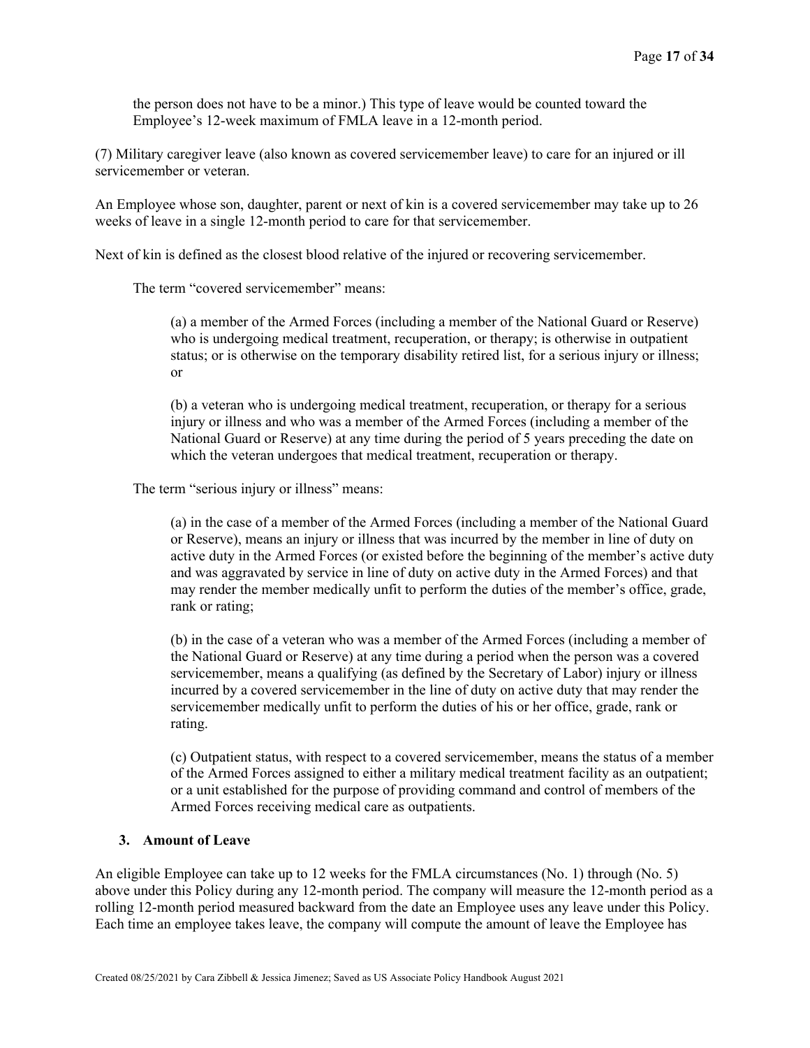the person does not have to be a minor.) This type of leave would be counted toward the Employee's 12-week maximum of FMLA leave in a 12-month period.

(7) Military caregiver leave (also known as covered servicemember leave) to care for an injured or ill servicemember or veteran.

An Employee whose son, daughter, parent or next of kin is a covered servicemember may take up to 26 weeks of leave in a single 12-month period to care for that servicemember.

Next of kin is defined as the closest blood relative of the injured or recovering servicemember.

The term "covered servicemember" means:

(a) a member of the Armed Forces (including a member of the National Guard or Reserve) who is undergoing medical treatment, recuperation, or therapy; is otherwise in outpatient status; or is otherwise on the temporary disability retired list, for a serious injury or illness; or

(b) a veteran who is undergoing medical treatment, recuperation, or therapy for a serious injury or illness and who was a member of the Armed Forces (including a member of the National Guard or Reserve) at any time during the period of 5 years preceding the date on which the veteran undergoes that medical treatment, recuperation or therapy.

The term "serious injury or illness" means:

(a) in the case of a member of the Armed Forces (including a member of the National Guard or Reserve), means an injury or illness that was incurred by the member in line of duty on active duty in the Armed Forces (or existed before the beginning of the member's active duty and was aggravated by service in line of duty on active duty in the Armed Forces) and that may render the member medically unfit to perform the duties of the member's office, grade, rank or rating;

(b) in the case of a veteran who was a member of the Armed Forces (including a member of the National Guard or Reserve) at any time during a period when the person was a covered servicemember, means a qualifying (as defined by the Secretary of Labor) injury or illness incurred by a covered servicemember in the line of duty on active duty that may render the servicemember medically unfit to perform the duties of his or her office, grade, rank or rating.

(c) Outpatient status, with respect to a covered servicemember, means the status of a member of the Armed Forces assigned to either a military medical treatment facility as an outpatient; or a unit established for the purpose of providing command and control of members of the Armed Forces receiving medical care as outpatients.

### 3. Amount of Leave

An eligible Employee can take up to 12 weeks for the FMLA circumstances (No. 1) through (No. 5) above under this Policy during any 12-month period. The company will measure the 12-month period as a rolling 12-month period measured backward from the date an Employee uses any leave under this Policy. Each time an employee takes leave, the company will compute the amount of leave the Employee has

Created 08/25/2021 by Cara Zibbell & Jessica Jimenez; Saved as US Associate Policy Handbook August 2021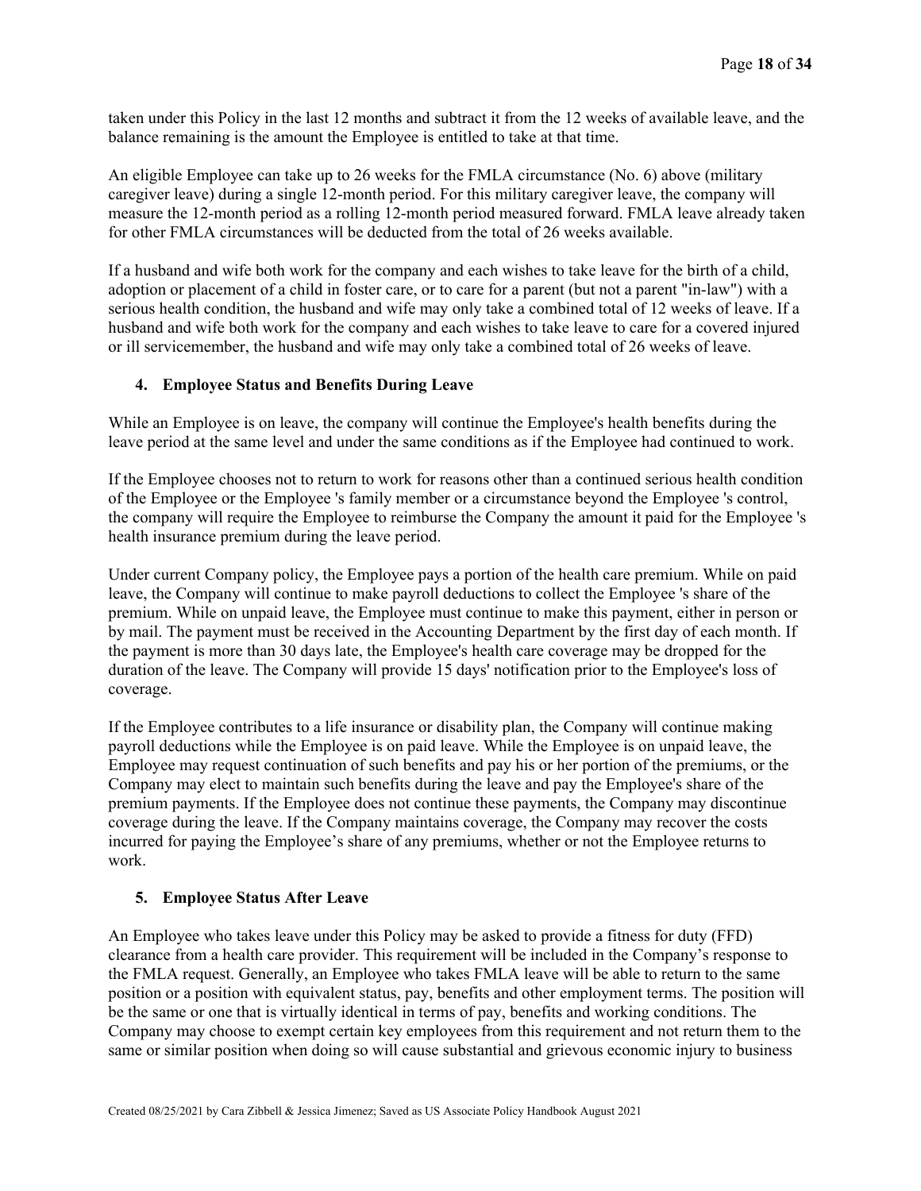taken under this Policy in the last 12 months and subtract it from the 12 weeks of available leave, and the balance remaining is the amount the Employee is entitled to take at that time.

An eligible Employee can take up to 26 weeks for the FMLA circumstance (No. 6) above (military caregiver leave) during a single 12-month period. For this military caregiver leave, the company will measure the 12-month period as a rolling 12-month period measured forward. FMLA leave already taken for other FMLA circumstances will be deducted from the total of 26 weeks available.

If a husband and wife both work for the company and each wishes to take leave for the birth of a child, adoption or placement of a child in foster care, or to care for a parent (but not a parent "in-law") with a serious health condition, the husband and wife may only take a combined total of 12 weeks of leave. If a husband and wife both work for the company and each wishes to take leave to care for a covered injured or ill servicemember, the husband and wife may only take a combined total of 26 weeks of leave.

#### 4. Employee Status and Benefits During Leave

While an Employee is on leave, the company will continue the Employee's health benefits during the leave period at the same level and under the same conditions as if the Employee had continued to work.

If the Employee chooses not to return to work for reasons other than a continued serious health condition of the Employee or the Employee 's family member or a circumstance beyond the Employee 's control, the company will require the Employee to reimburse the Company the amount it paid for the Employee 's health insurance premium during the leave period.

Under current Company policy, the Employee pays a portion of the health care premium. While on paid leave, the Company will continue to make payroll deductions to collect the Employee 's share of the premium. While on unpaid leave, the Employee must continue to make this payment, either in person or by mail. The payment must be received in the Accounting Department by the first day of each month. If the payment is more than 30 days late, the Employee's health care coverage may be dropped for the duration of the leave. The Company will provide 15 days' notification prior to the Employee's loss of coverage.

If the Employee contributes to a life insurance or disability plan, the Company will continue making payroll deductions while the Employee is on paid leave. While the Employee is on unpaid leave, the Employee may request continuation of such benefits and pay his or her portion of the premiums, or the Company may elect to maintain such benefits during the leave and pay the Employee's share of the premium payments. If the Employee does not continue these payments, the Company may discontinue coverage during the leave. If the Company maintains coverage, the Company may recover the costs incurred for paying the Employee's share of any premiums, whether or not the Employee returns to work.

#### 5. Employee Status After Leave

An Employee who takes leave under this Policy may be asked to provide a fitness for duty (FFD) clearance from a health care provider. This requirement will be included in the Company's response to the FMLA request. Generally, an Employee who takes FMLA leave will be able to return to the same position or a position with equivalent status, pay, benefits and other employment terms. The position will be the same or one that is virtually identical in terms of pay, benefits and working conditions. The Company may choose to exempt certain key employees from this requirement and not return them to the same or similar position when doing so will cause substantial and grievous economic injury to business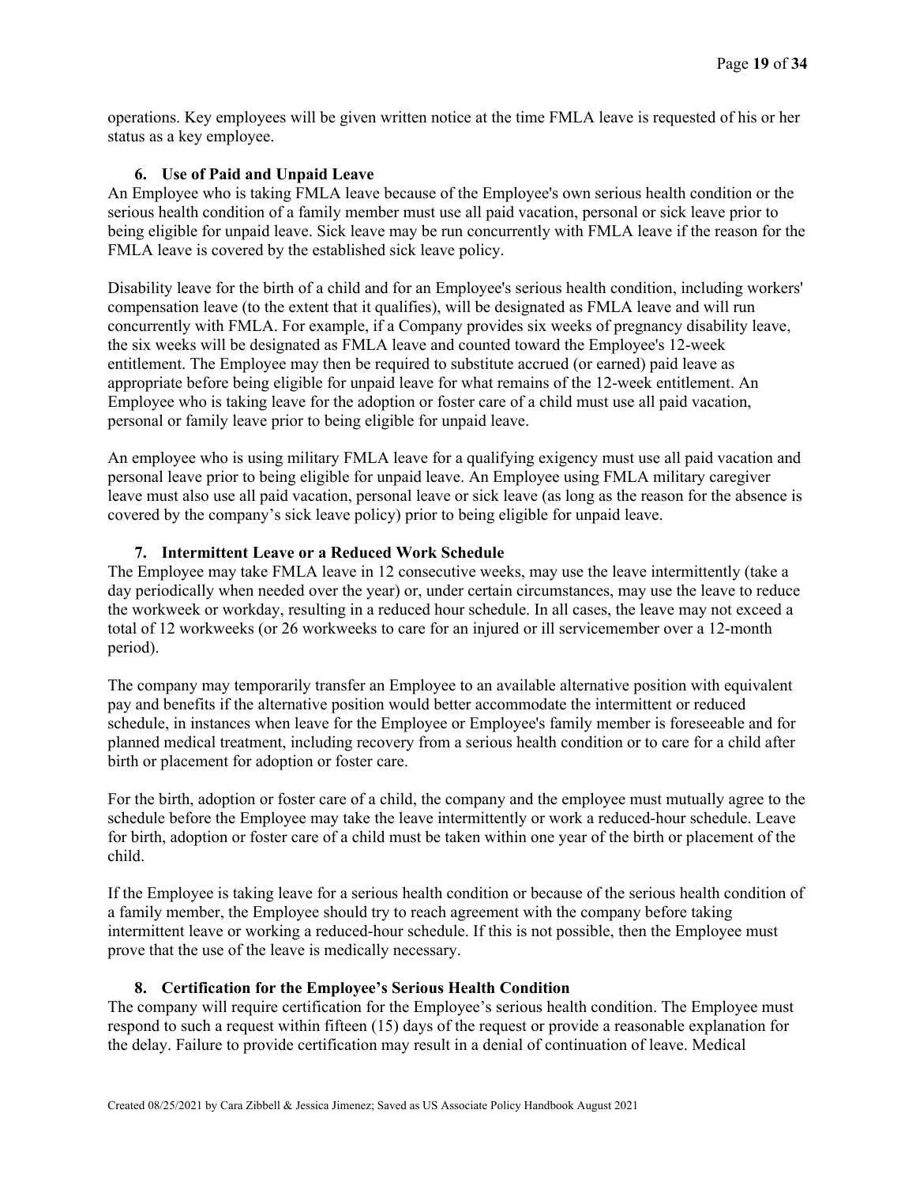operations. Key employees will be given written notice at the time FMLA leave is requested of his or her status as a key employee.

### 6. Use of Paid and Unpaid Leave

An Employee who is taking FMLA leave because of the Employee's own serious health condition or the serious health condition of a family member must use all paid vacation, personal or sick leave prior to being eligible for unpaid leave. Sick leave may be run concurrently with FMLA leave if the reason for the FMLA leave is covered by the established sick leave policy.

Disability leave for the birth of a child and for an Employee's serious health condition, including workers' compensation leave (to the extent that it qualifies), will be designated as FMLA leave and will run concurrently with FMLA. For example, if a Company provides six weeks of pregnancy disability leave, the six weeks will be designated as FMLA leave and counted toward the Employee's 12-week entitlement. The Employee may then be required to substitute accrued (or earned) paid leave as appropriate before being eligible for unpaid leave for what remains of the 12-week entitlement. An Employee who is taking leave for the adoption or foster care of a child must use all paid vacation, personal or family leave prior to being eligible for unpaid leave.

An employee who is using military FMLA leave for a qualifying exigency must use all paid vacation and personal leave prior to being eligible for unpaid leave. An Employee using FMLA military caregiver leave must also use all paid vacation, personal leave or sick leave (as long as the reason for the absence is covered by the company's sick leave policy) prior to being eligible for unpaid leave.

### 7. Intermittent Leave or a Reduced Work Schedule

The Employee may take FMLA leave in 12 consecutive weeks, may use the leave intermittently (take a day periodically when needed over the year) or, under certain circumstances, may use the leave to reduce the workweek or workday, resulting in a reduced hour schedule. In all cases, the leave may not exceed a total of 12 workweeks (or 26 workweeks to care for an injured or ill servicemember over a 12-month period).

The company may temporarily transfer an Employee to an available alternative position with equivalent pay and benefits if the alternative position would better accommodate the intermittent or reduced schedule, in instances when leave for the Employee or Employee's family member is foreseeable and for planned medical treatment, including recovery from a serious health condition or to care for a child after birth or placement for adoption or foster care.

For the birth, adoption or foster care of a child, the company and the employee must mutually agree to the schedule before the Employee may take the leave intermittently or work a reduced-hour schedule. Leave for birth, adoption or foster care of a child must be taken within one year of the birth or placement of the child.

If the Employee is taking leave for a serious health condition or because of the serious health condition of a family member, the Employee should try to reach agreement with the company before taking intermittent leave or working a reduced-hour schedule. If this is not possible, then the Employee must prove that the use of the leave is medically necessary.

### 8. Certification for the Employee's Serious Health Condition

The company will require certification for the Employee's serious health condition. The Employee must respond to such a request within fifteen (15) days of the request or provide a reasonable explanation for the delay. Failure to provide certification may result in a denial of continuation of leave. Medical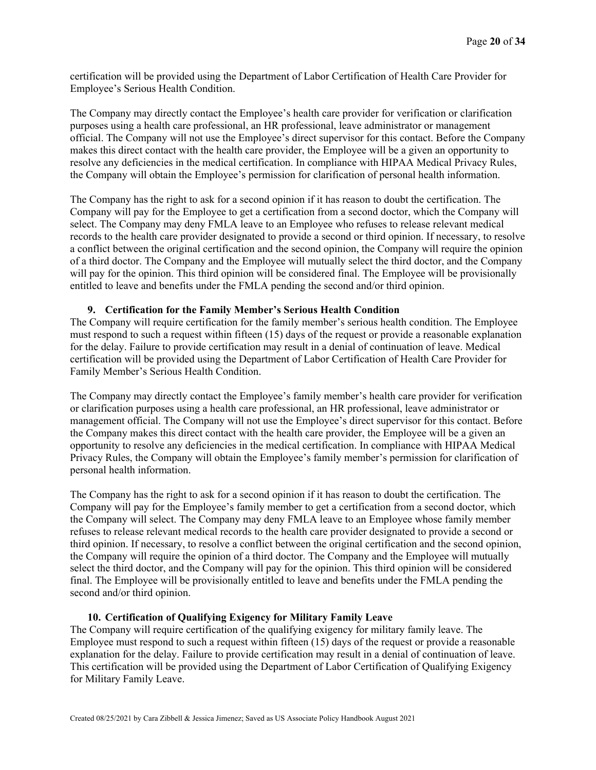certification will be provided using the Department of Labor Certification of Health Care Provider for Employee's Serious Health Condition.

The Company may directly contact the Employee's health care provider for verification or clarification purposes using a health care professional, an HR professional, leave administrator or management official. The Company will not use the Employee's direct supervisor for this contact. Before the Company makes this direct contact with the health care provider, the Employee will be a given an opportunity to resolve any deficiencies in the medical certification. In compliance with HIPAA Medical Privacy Rules, the Company will obtain the Employee's permission for clarification of personal health information.

The Company has the right to ask for a second opinion if it has reason to doubt the certification. The Company will pay for the Employee to get a certification from a second doctor, which the Company will select. The Company may deny FMLA leave to an Employee who refuses to release relevant medical records to the health care provider designated to provide a second or third opinion. If necessary, to resolve a conflict between the original certification and the second opinion, the Company will require the opinion of a third doctor. The Company and the Employee will mutually select the third doctor, and the Company will pay for the opinion. This third opinion will be considered final. The Employee will be provisionally entitled to leave and benefits under the FMLA pending the second and/or third opinion.

**9. Certification for the Family Member's Serious Health Condition**

The Company will require certification for the family member's serious health condition. The Employee must respond to such a request within fifteen (15) days of the request or provide a reasonable explanation for the delay. Failure to provide certification may result in a denial of continuation of leave. Medical certification will be provided using the Department of Labor Certification of Health Care Provider for Family Member's Serious Health Condition.

The Company may directly contact the Employee's family member's health care provider for verification or clarification purposes using a health care professional, an HR professional, leave administrator or management official. The Company will not use the Employee's direct supervisor for this contact. Before the Company makes this direct contact with the health care provider, the Employee will be a given an opportunity to resolve any deficiencies in the medical certification. In compliance with HIPAA Medical Privacy Rules, the Company will obtain the Employee's family member's permission for clarification of personal health information.

The Company has the right to ask for a second opinion if it has reason to doubt the certification. The Company will pay for the Employee's family member to get a certification from a second doctor, which the Company will select. The Company may deny FMLA leave to an Employee whose family member refuses to release relevant medical records to the health care provider designated to provide a second or third opinion. If necessary, to resolve a conflict between the original certification and the second opinion, the Company will require the opinion of a third doctor. The Company and the Employee will mutually select the third doctor, and the Company will pay for the opinion. This third opinion will be considered final. The Employee will be provisionally entitled to leave and benefits under the FMLA pending the second and/or third opinion.

**10. Certification of Qualifying Exigency for Military Family Leave**

The Company will require certification of the qualifying exigency for military family leave. The Employee must respond to such a request within fifteen (15) days of the request or provide a reasonable explanation for the delay. Failure to provide certification may result in a denial of continuation of leave. This certification will be provided using the Department of Labor Certification of Qualifying Exigency for Military Family Leave.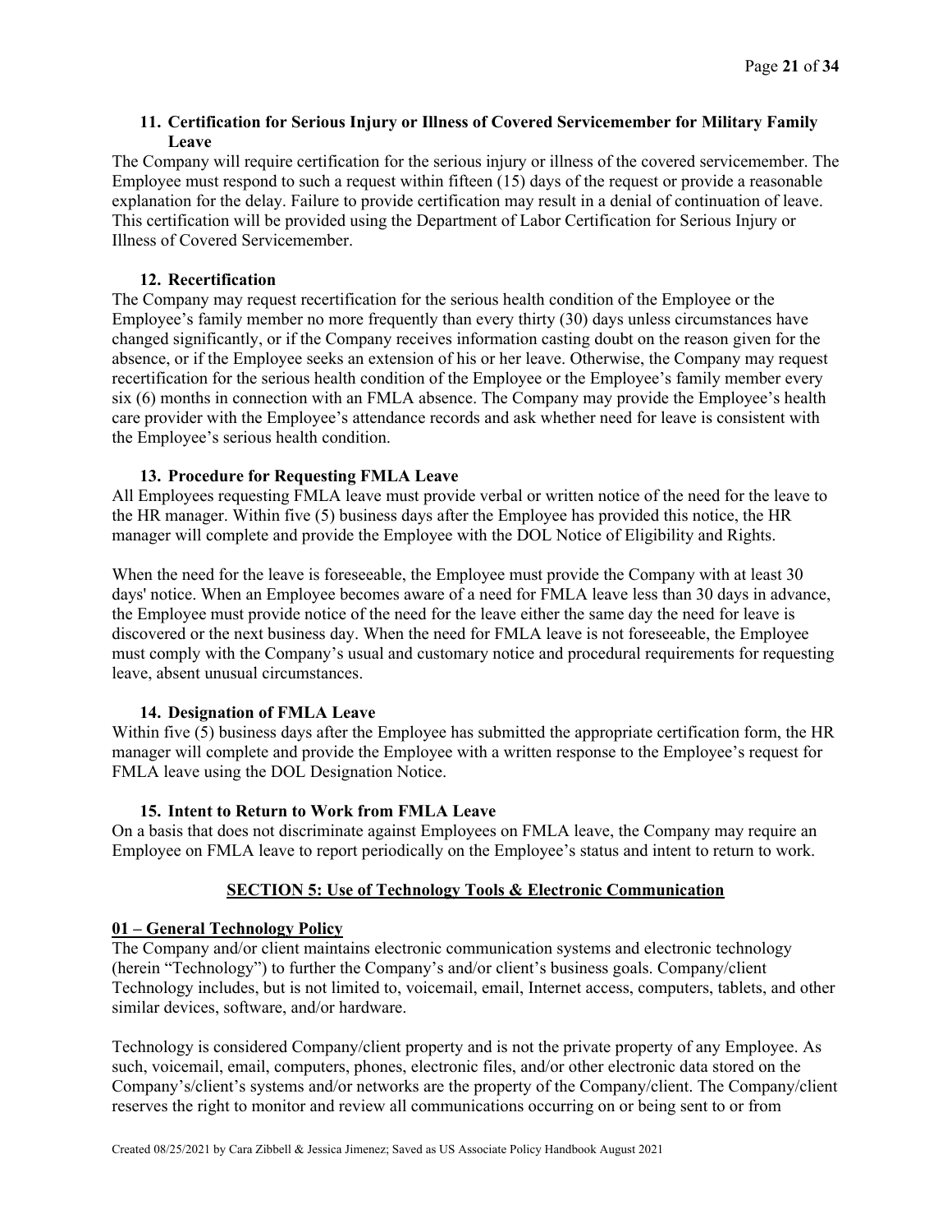### 11. Certification for Serious Injury or Illness of Covered Servicemember for Military Family Leave

The Company will require certification for the serious injury or illness of the covered servicemember. The Employee must respond to such a request within fifteen (15) days of the request or provide a reasonable explanation for the delay. Failure to provide certification may result in a denial of continuation of leave. This certification will be provided using the Department of Labor Certification for Serious Injury or Illness of Covered Servicemember.

### 12. Recertification

The Company may request recertification for the serious health condition of the Employee or the Employee's family member no more frequently than every thirty (30) days unless circumstances have changed significantly, or if the Company receives information casting doubt on the reason given for the absence, or if the Employee seeks an extension of his or her leave. Otherwise, the Company may request recertification for the serious health condition of the Employee or the Employee's family member every six (6) months in connection with an FMLA absence. The Company may provide the Employee's health care provider with the Employee's attendance records and ask whether need for leave is consistent with the Employee's serious health condition.

### 13. Procedure for Requesting FMLA Leave

All Employees requesting FMLA leave must provide verbal or written notice of the need for the leave to the HR manager. Within five (5) business days after the Employee has provided this notice, the HR manager will complete and provide the Employee with the DOL Notice of Eligibility and Rights.

When the need for the leave is foreseeable, the Employee must provide the Company with at least 30 days' notice. When an Employee becomes aware of a need for FMLA leave less than 30 days in advance, the Employee must provide notice of the need for the leave either the same day the need for leave is discovered or the next business day. When the need for FMLA leave is not foreseeable, the Employee must comply with the Company's usual and customary notice and procedural requirements for requesting leave, absent unusual circumstances.

### 14. Designation of FMLA Leave

Within five (5) business days after the Employee has submitted the appropriate certification form, the HR manager will complete and provide the Employee with a written response to the Employee's request for FMLA leave using the DOL Designation Notice.

### 15. Intent to Return to Work from FMLA Leave

On a basis that does not discriminate against Employees on FMLA leave, the Company may require an Employee on FMLA leave to report periodically on the Employee's status and intent to return to work.

## SECTION 5: Use of Technology Tools & Electronic Communication

### 01 – General Technology Policy

The Company and/or client maintains electronic communication systems and electronic technology (herein "Technology") to further the Company's and/or client's business goals. Company/client Technology includes, but is not limited to, voicemail, email, Internet access, computers, tablets, and other similar devices, software, and/or hardware.

Technology is considered Company/client property and is not the private property of any Employee. As such, voicemail, email, computers, phones, electronic files, and/or other electronic data stored on the Company's/client's systems and/or networks are the property of the Company/client. The Company/client reserves the right to monitor and review all communications occurring on or being sent to or from

Created 08/25/2021 by Cara Zibbell & Jessica Jimenez; Saved as US Associate Policy Handbook August 2021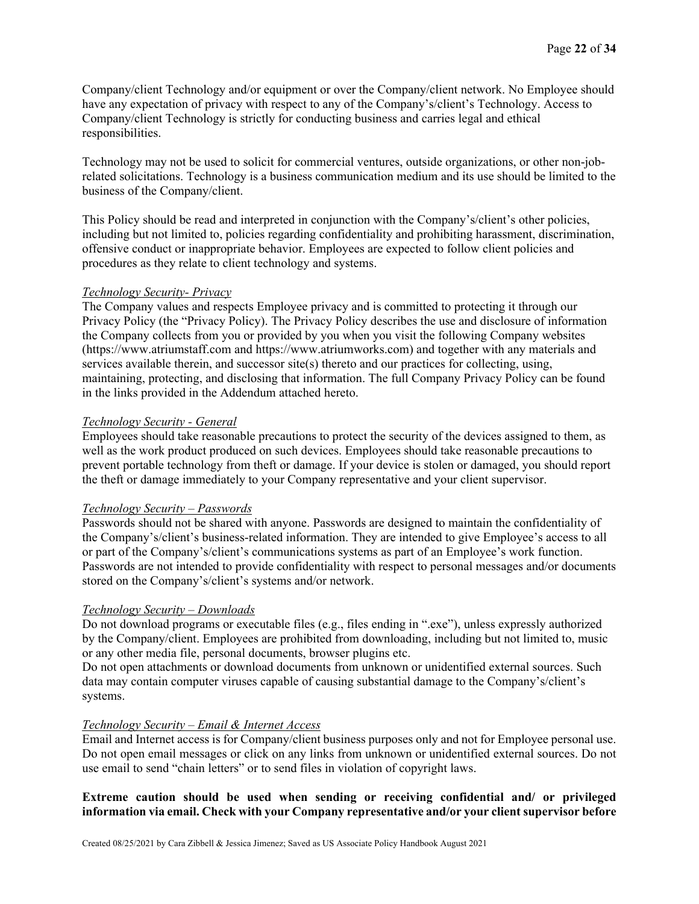Company/client Technology and/or equipment or over the Company/client network. No Employee should have any expectation of privacy with respect to any of the Company's/client's Technology. Access to Company/client Technology is strictly for conducting business and carries legal and ethical responsibilities.

Technology may not be used to solicit for commercial ventures, outside organizations, or other non-job-related solicitations. Technology is a business communication medium and its use should be limited to the business of the Company/client.

This Policy should be read and interpreted in conjunction with the Company's/client's other policies, including but not limited to, policies regarding confidentiality and prohibiting harassment, discrimination, offensive conduct or inappropriate behavior. Employees are expected to follow client policies and procedures as they relate to client technology and systems.

*Technology Security- Privacy*

The Company values and respects Employee privacy and is committed to protecting it through our Privacy Policy (the "Privacy Policy). The Privacy Policy describes the use and disclosure of information the Company collects from you or provided by you when you visit the following Company websites (https://www.atriumstaff.com and https://www.atriumworks.com) and together with any materials and services available therein, and successor site(s) thereto and our practices for collecting, using, maintaining, protecting, and disclosing that information. The full Company Privacy Policy can be found in the links provided in the Addendum attached hereto.

*Technology Security - General*

Employees should take reasonable precautions to protect the security of the devices assigned to them, as well as the work product produced on such devices. Employees should take reasonable precautions to prevent portable technology from theft or damage. If your device is stolen or damaged, you should report the theft or damage immediately to your Company representative and your client supervisor.

*Technology Security – Passwords*

Passwords should not be shared with anyone. Passwords are designed to maintain the confidentiality of the Company's/client's business-related information. They are intended to give Employee's access to all or part of the Company's/client's communications systems as part of an Employee's work function. Passwords are not intended to provide confidentiality with respect to personal messages and/or documents stored on the Company's/client's systems and/or network.

*Technology Security – Downloads*

Do not download programs or executable files (e.g., files ending in ".exe"), unless expressly authorized by the Company/client. Employees are prohibited from downloading, including but not limited to, music or any other media file, personal documents, browser plugins etc.

Do not open attachments or download documents from unknown or unidentified external sources. Such data may contain computer viruses capable of causing substantial damage to the Company's/client's systems.

*Technology Security – Email & Internet Access*

Email and Internet access is for Company/client business purposes only and not for Employee personal use. Do not open email messages or click on any links from unknown or unidentified external sources. Do not use email to send "chain letters" or to send files in violation of copyright laws.

**Extreme caution should be used when sending or receiving confidential and/ or privileged information via email. Check with your Company representative and/or your client supervisor before**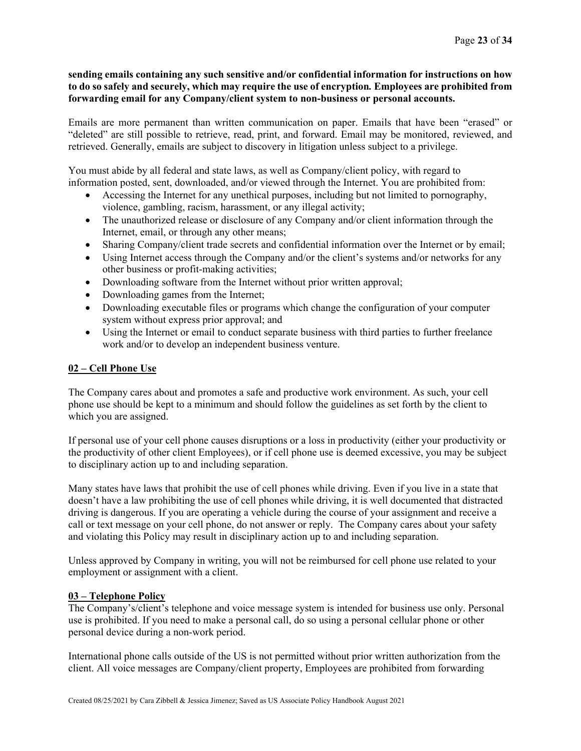**sending emails containing any such sensitive and/or confidential information for instructions on how to do so safely and securely, which may require the use of encryption. Employees are prohibited from forwarding email for any Company/client system to non-business or personal accounts.**

Emails are more permanent than written communication on paper. Emails that have been "erased" or "deleted" are still possible to retrieve, read, print, and forward. Email may be monitored, reviewed, and retrieved. Generally, emails are subject to discovery in litigation unless subject to a privilege.

You must abide by all federal and state laws, as well as Company/client policy, with regard to information posted, sent, downloaded, and/or viewed through the Internet. You are prohibited from:

- Accessing the Internet for any unethical purposes, including but not limited to pornography, violence, gambling, racism, harassment, or any illegal activity;
- The unauthorized release or disclosure of any Company and/or client information through the Internet, email, or through any other means;
- Sharing Company/client trade secrets and confidential information over the Internet or by email;
- Using Internet access through the Company and/or the client's systems and/or networks for any other business or profit-making activities;
- Downloading software from the Internet without prior written approval;
- Downloading games from the Internet;
- Downloading executable files or programs which change the configuration of your computer system without express prior approval; and
- Using the Internet or email to conduct separate business with third parties to further freelance work and/or to develop an independent business venture.

## <u>02 – Cell Phone Use</u>

The Company cares about and promotes a safe and productive work environment. As such, your cell phone use should be kept to a minimum and should follow the guidelines as set forth by the client to which you are assigned.

If personal use of your cell phone causes disruptions or a loss in productivity (either your productivity or the productivity of other client Employees), or if cell phone use is deemed excessive, you may be subject to disciplinary action up to and including separation.

Many states have laws that prohibit the use of cell phones while driving. Even if you live in a state that doesn't have a law prohibiting the use of cell phones while driving, it is well documented that distracted driving is dangerous. If you are operating a vehicle during the course of your assignment and receive a call or text message on your cell phone, do not answer or reply. The Company cares about your safety and violating this Policy may result in disciplinary action up to and including separation.

Unless approved by Company in writing, you will not be reimbursed for cell phone use related to your employment or assignment with a client.

## <u>03 – Telephone Policy</u>

The Company's/client's telephone and voice message system is intended for business use only. Personal use is prohibited. If you need to make a personal call, do so using a personal cellular phone or other personal device during a non-work period.

International phone calls outside of the US is not permitted without prior written authorization from the client. All voice messages are Company/client property, Employees are prohibited from forwarding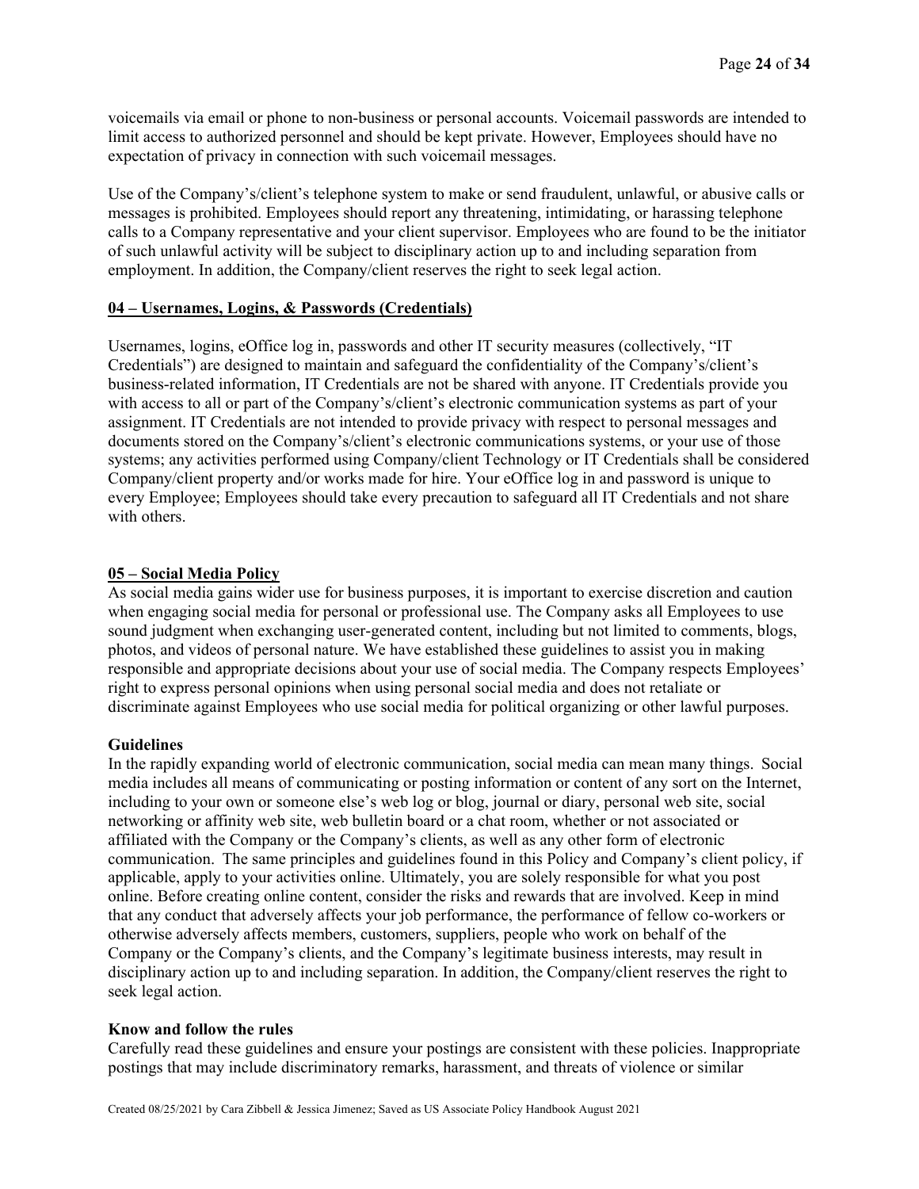voicemails via email or phone to non-business or personal accounts. Voicemail passwords are intended to limit access to authorized personnel and should be kept private. However, Employees should have no expectation of privacy in connection with such voicemail messages.

Use of the Company's/client's telephone system to make or send fraudulent, unlawful, or abusive calls or messages is prohibited. Employees should report any threatening, intimidating, or harassing telephone calls to a Company representative and your client supervisor. Employees who are found to be the initiator of such unlawful activity will be subject to disciplinary action up to and including separation from employment. In addition, the Company/client reserves the right to seek legal action.

**04 – Usernames, Logins, & Passwords (Credentials)**

Usernames, logins, eOffice log in, passwords and other IT security measures (collectively, "IT Credentials") are designed to maintain and safeguard the confidentiality of the Company's/client's business-related information, IT Credentials are not be shared with anyone. IT Credentials provide you with access to all or part of the Company's/client's electronic communication systems as part of your assignment. IT Credentials are not intended to provide privacy with respect to personal messages and documents stored on the Company's/client's electronic communications systems, or your use of those systems; any activities performed using Company/client Technology or IT Credentials shall be considered Company/client property and/or works made for hire. Your eOffice log in and password is unique to every Employee; Employees should take every precaution to safeguard all IT Credentials and not share with others.

**05 – Social Media Policy**

As social media gains wider use for business purposes, it is important to exercise discretion and caution when engaging social media for personal or professional use. The Company asks all Employees to use sound judgment when exchanging user-generated content, including but not limited to comments, blogs, photos, and videos of personal nature. We have established these guidelines to assist you in making responsible and appropriate decisions about your use of social media. The Company respects Employees' right to express personal opinions when using personal social media and does not retaliate or discriminate against Employees who use social media for political organizing or other lawful purposes.

**Guidelines**

In the rapidly expanding world of electronic communication, social media can mean many things. Social media includes all means of communicating or posting information or content of any sort on the Internet, including to your own or someone else's web log or blog, journal or diary, personal web site, social networking or affinity web site, web bulletin board or a chat room, whether or not associated or affiliated with the Company or the Company's clients, as well as any other form of electronic communication. The same principles and guidelines found in this Policy and Company's client policy, if applicable, apply to your activities online. Ultimately, you are solely responsible for what you post online. Before creating online content, consider the risks and rewards that are involved. Keep in mind that any conduct that adversely affects your job performance, the performance of fellow co-workers or otherwise adversely affects members, customers, suppliers, people who work on behalf of the Company or the Company's clients, and the Company's legitimate business interests, may result in disciplinary action up to and including separation. In addition, the Company/client reserves the right to seek legal action.

**Know and follow the rules**

Carefully read these guidelines and ensure your postings are consistent with these policies. Inappropriate postings that may include discriminatory remarks, harassment, and threats of violence or similar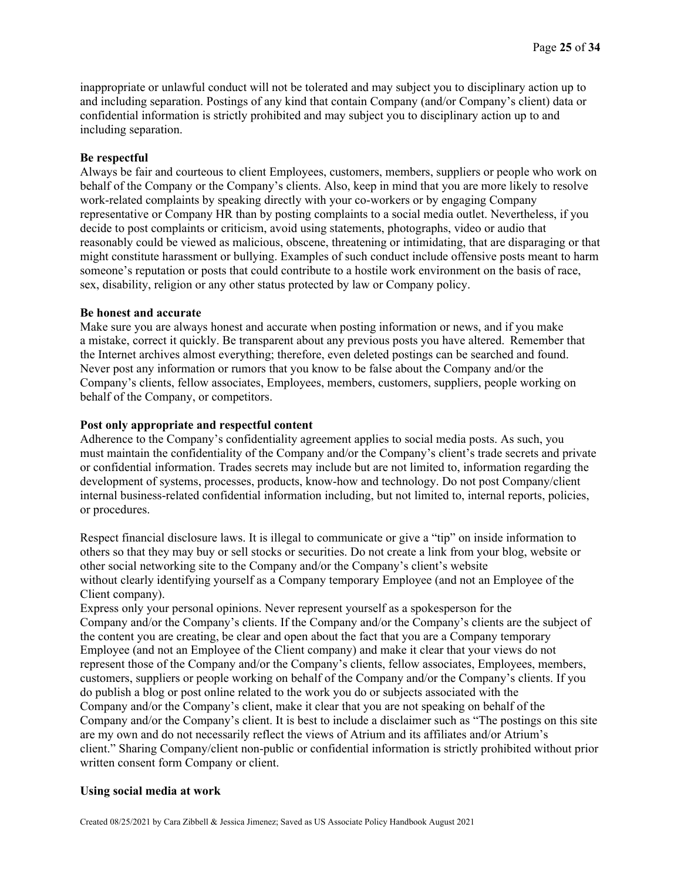inappropriate or unlawful conduct will not be tolerated and may subject you to disciplinary action up to and including separation. Postings of any kind that contain Company (and/or Company's client) data or confidential information is strictly prohibited and may subject you to disciplinary action up to and including separation.

**Be respectful**

Always be fair and courteous to client Employees, customers, members, suppliers or people who work on behalf of the Company or the Company's clients. Also, keep in mind that you are more likely to resolve work-related complaints by speaking directly with your co-workers or by engaging Company representative or Company HR than by posting complaints to a social media outlet. Nevertheless, if you decide to post complaints or criticism, avoid using statements, photographs, video or audio that reasonably could be viewed as malicious, obscene, threatening or intimidating, that are disparaging or that might constitute harassment or bullying. Examples of such conduct include offensive posts meant to harm someone's reputation or posts that could contribute to a hostile work environment on the basis of race, sex, disability, religion or any other status protected by law or Company policy.

**Be honest and accurate**

Make sure you are always honest and accurate when posting information or news, and if you make a mistake, correct it quickly. Be transparent about any previous posts you have altered. Remember that the Internet archives almost everything; therefore, even deleted postings can be searched and found. Never post any information or rumors that you know to be false about the Company and/or the Company's clients, fellow associates, Employees, members, customers, suppliers, people working on behalf of the Company, or competitors.

**Post only appropriate and respectful content**

Adherence to the Company's confidentiality agreement applies to social media posts. As such, you must maintain the confidentiality of the Company and/or the Company's client's trade secrets and private or confidential information. Trades secrets may include but are not limited to, information regarding the development of systems, processes, products, know-how and technology. Do not post Company/client internal business-related confidential information including, but not limited to, internal reports, policies, or procedures.

Respect financial disclosure laws. It is illegal to communicate or give a "tip" on inside information to others so that they may buy or sell stocks or securities. Do not create a link from your blog, website or other social networking site to the Company and/or the Company's client's website without clearly identifying yourself as a Company temporary Employee (and not an Employee of the Client company).
Express only your personal opinions. Never represent yourself as a spokesperson for the Company and/or the Company's clients. If the Company and/or the Company's clients are the subject of the content you are creating, be clear and open about the fact that you are a Company temporary Employee (and not an Employee of the Client company) and make it clear that your views do not represent those of the Company and/or the Company's clients, fellow associates, Employees, members, customers, suppliers or people working on behalf of the Company and/or the Company's clients. If you do publish a blog or post online related to the work you do or subjects associated with the Company and/or the Company's client, make it clear that you are not speaking on behalf of the Company and/or the Company's client. It is best to include a disclaimer such as "The postings on this site are my own and do not necessarily reflect the views of Atrium and its affiliates and/or Atrium's client." Sharing Company/client non-public or confidential information is strictly prohibited without prior written consent form Company or client.

**Using social media at work**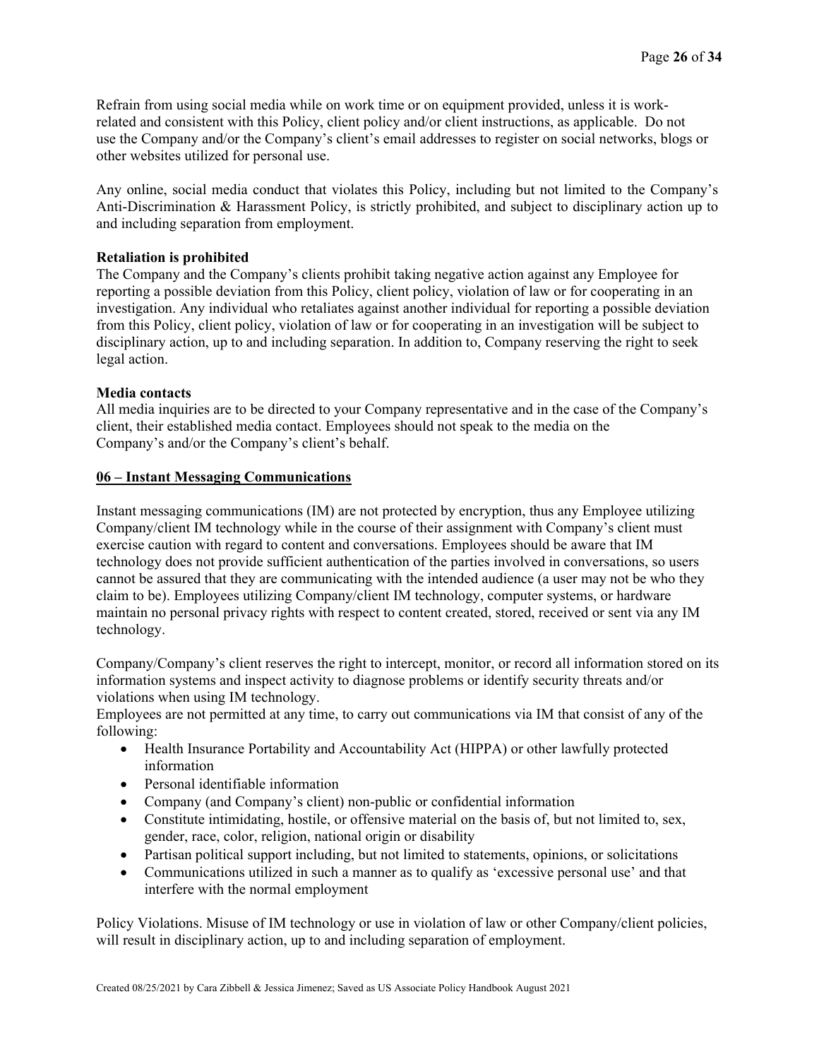Refrain from using social media while on work time or on equipment provided, unless it is work-related and consistent with this Policy, client policy and/or client instructions, as applicable. Do not use the Company and/or the Company's client's email addresses to register on social networks, blogs or other websites utilized for personal use.

Any online, social media conduct that violates this Policy, including but not limited to the Company's Anti-Discrimination & Harassment Policy, is strictly prohibited, and subject to disciplinary action up to and including separation from employment.

**Retaliation is prohibited**
The Company and the Company's clients prohibit taking negative action against any Employee for reporting a possible deviation from this Policy, client policy, violation of law or for cooperating in an investigation. Any individual who retaliates against another individual for reporting a possible deviation from this Policy, client policy, violation of law or for cooperating in an investigation will be subject to disciplinary action, up to and including separation. In addition to, Company reserving the right to seek legal action.

**Media contacts**
All media inquiries are to be directed to your Company representative and in the case of the Company's client, their established media contact. Employees should not speak to the media on the Company's and/or the Company's client's behalf.

**<u>06 – Instant Messaging Communications</u>**

Instant messaging communications (IM) are not protected by encryption, thus any Employee utilizing Company/client IM technology while in the course of their assignment with Company's client must exercise caution with regard to content and conversations. Employees should be aware that IM technology does not provide sufficient authentication of the parties involved in conversations, so users cannot be assured that they are communicating with the intended audience (a user may not be who they claim to be). Employees utilizing Company/client IM technology, computer systems, or hardware maintain no personal privacy rights with respect to content created, stored, received or sent via any IM technology.

Company/Company's client reserves the right to intercept, monitor, or record all information stored on its information systems and inspect activity to diagnose problems or identify security threats and/or violations when using IM technology.
Employees are not permitted at any time, to carry out communications via IM that consist of any of the following:

- Health Insurance Portability and Accountability Act (HIPPA) or other lawfully protected information
- Personal identifiable information
- Company (and Company's client) non-public or confidential information
- Constitute intimidating, hostile, or offensive material on the basis of, but not limited to, sex, gender, race, color, religion, national origin or disability
- Partisan political support including, but not limited to statements, opinions, or solicitations
- Communications utilized in such a manner as to qualify as 'excessive personal use' and that interfere with the normal employment

Policy Violations. Misuse of IM technology or use in violation of law or other Company/client policies, will result in disciplinary action, up to and including separation of employment.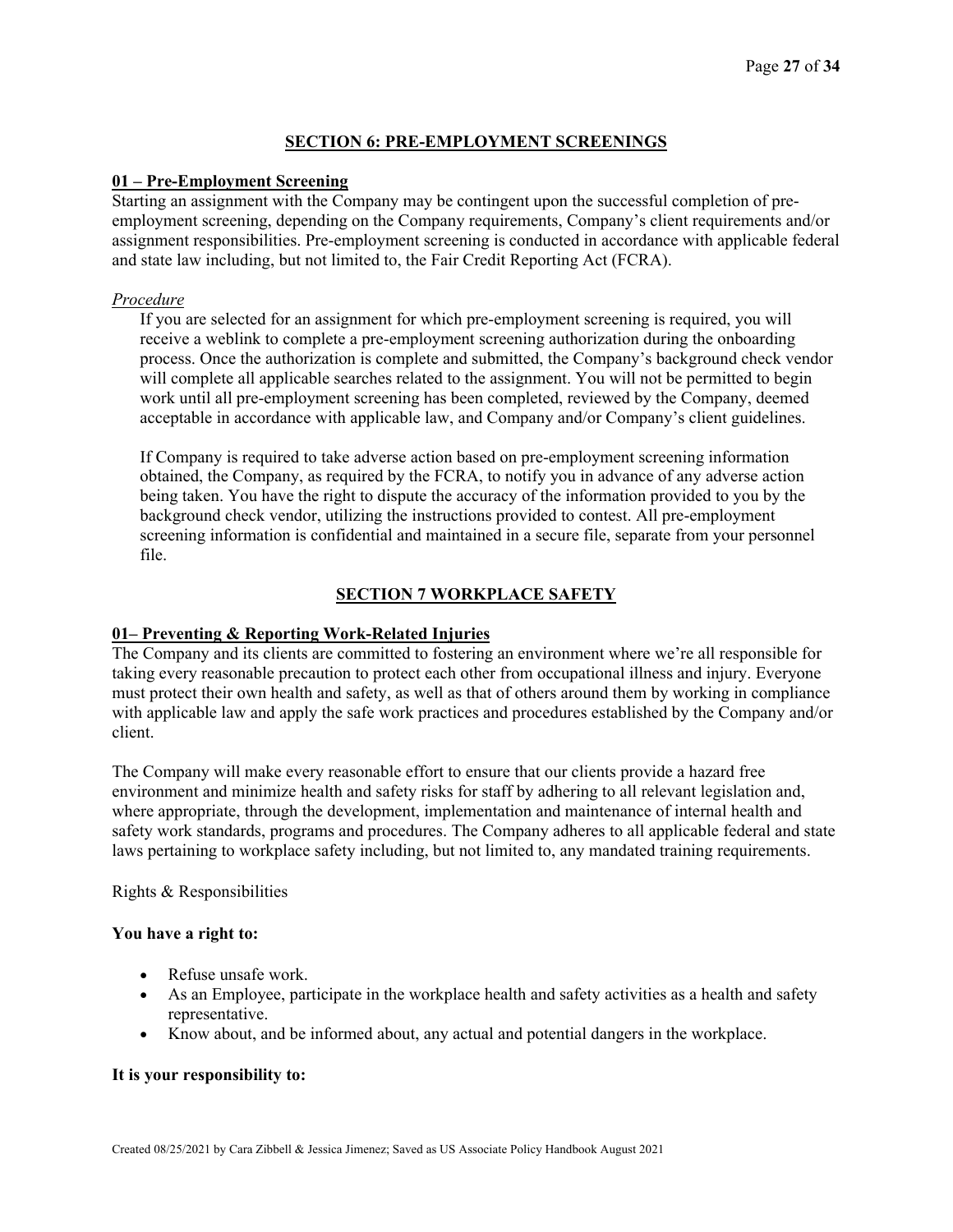## SECTION 6: PRE-EMPLOYMENT SCREENINGS

### 01 – Pre-Employment Screening

Starting an assignment with the Company may be contingent upon the successful completion of pre-employment screening, depending on the Company requirements, Company's client requirements and/or assignment responsibilities. Pre-employment screening is conducted in accordance with applicable federal and state law including, but not limited to, the Fair Credit Reporting Act (FCRA).

*Procedure*

If you are selected for an assignment for which pre-employment screening is required, you will receive a weblink to complete a pre-employment screening authorization during the onboarding process. Once the authorization is complete and submitted, the Company's background check vendor will complete all applicable searches related to the assignment. You will not be permitted to begin work until all pre-employment screening has been completed, reviewed by the Company, deemed acceptable in accordance with applicable law, and Company and/or Company's client guidelines.

If Company is required to take adverse action based on pre-employment screening information obtained, the Company, as required by the FCRA, to notify you in advance of any adverse action being taken. You have the right to dispute the accuracy of the information provided to you by the background check vendor, utilizing the instructions provided to contest. All pre-employment screening information is confidential and maintained in a secure file, separate from your personnel file.

## SECTION 7 WORKPLACE SAFETY

### 01– Preventing & Reporting Work-Related Injuries

The Company and its clients are committed to fostering an environment where we're all responsible for taking every reasonable precaution to protect each other from occupational illness and injury. Everyone must protect their own health and safety, as well as that of others around them by working in compliance with applicable law and apply the safe work practices and procedures established by the Company and/or client.

The Company will make every reasonable effort to ensure that our clients provide a hazard free environment and minimize health and safety risks for staff by adhering to all relevant legislation and, where appropriate, through the development, implementation and maintenance of internal health and safety work standards, programs and procedures. The Company adheres to all applicable federal and state laws pertaining to workplace safety including, but not limited to, any mandated training requirements.

Rights & Responsibilities

**You have a right to:**

- Refuse unsafe work.
- As an Employee, participate in the workplace health and safety activities as a health and safety representative.
- Know about, and be informed about, any actual and potential dangers in the workplace.

**It is your responsibility to:**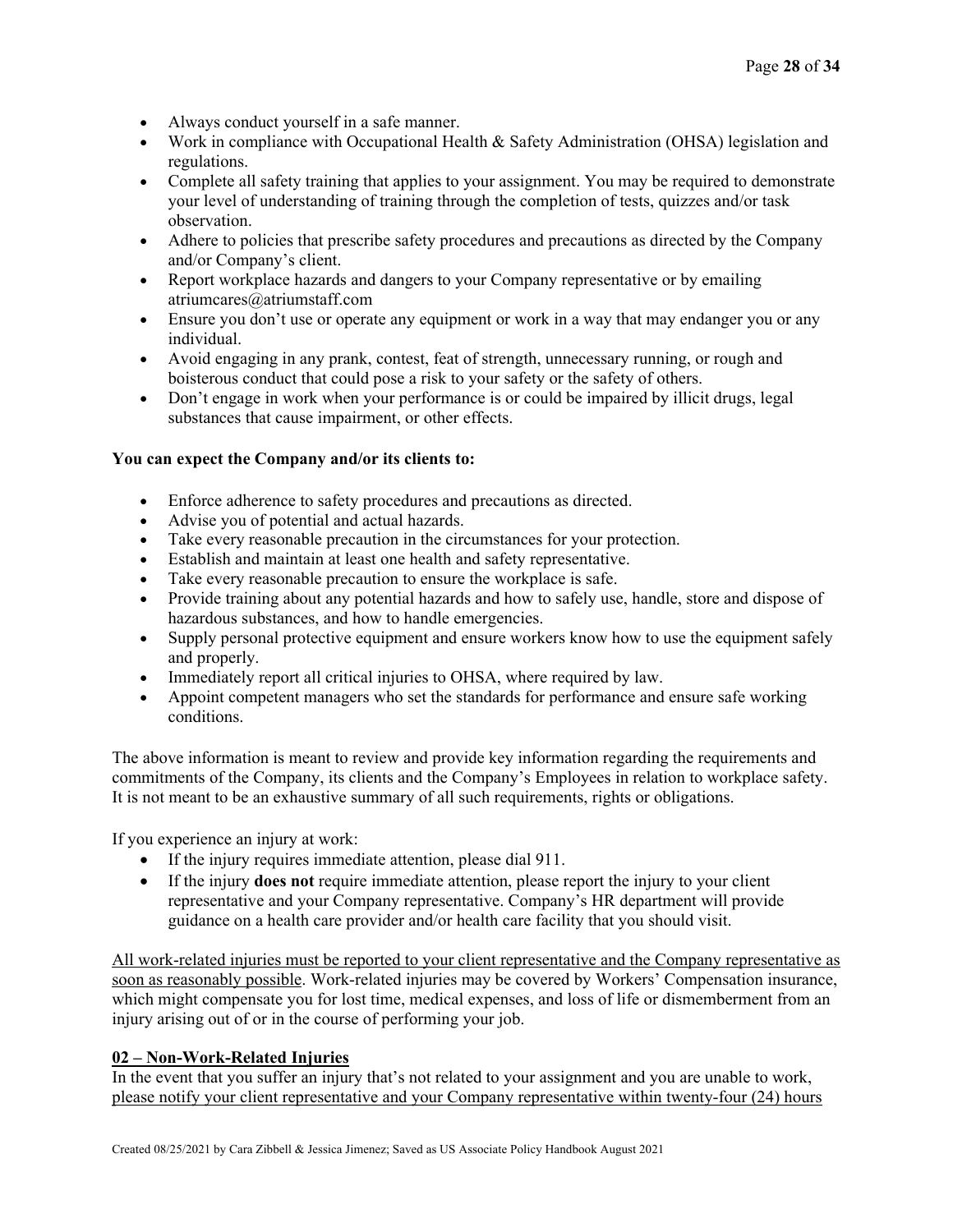- Always conduct yourself in a safe manner.
- Work in compliance with Occupational Health & Safety Administration (OHSA) legislation and regulations.
- Complete all safety training that applies to your assignment. You may be required to demonstrate your level of understanding of training through the completion of tests, quizzes and/or task observation.
- Adhere to policies that prescribe safety procedures and precautions as directed by the Company and/or Company's client.
- Report workplace hazards and dangers to your Company representative or by emailing atriumcares@atriumstaff.com
- Ensure you don't use or operate any equipment or work in a way that may endanger you or any individual.
- Avoid engaging in any prank, contest, feat of strength, unnecessary running, or rough and boisterous conduct that could pose a risk to your safety or the safety of others.
- Don't engage in work when your performance is or could be impaired by illicit drugs, legal substances that cause impairment, or other effects.

**You can expect the Company and/or its clients to:**

- Enforce adherence to safety procedures and precautions as directed.
- Advise you of potential and actual hazards.
- Take every reasonable precaution in the circumstances for your protection.
- Establish and maintain at least one health and safety representative.
- Take every reasonable precaution to ensure the workplace is safe.
- Provide training about any potential hazards and how to safely use, handle, store and dispose of hazardous substances, and how to handle emergencies.
- Supply personal protective equipment and ensure workers know how to use the equipment safely and properly.
- Immediately report all critical injuries to OHSA, where required by law.
- Appoint competent managers who set the standards for performance and ensure safe working conditions.

The above information is meant to review and provide key information regarding the requirements and commitments of the Company, its clients and the Company's Employees in relation to workplace safety. It is not meant to be an exhaustive summary of all such requirements, rights or obligations.

If you experience an injury at work:

- If the injury requires immediate attention, please dial 911.
- If the injury **does not** require immediate attention, please report the injury to your client representative and your Company representative. Company's HR department will provide guidance on a health care provider and/or health care facility that you should visit.

<u>All work-related injuries must be reported to your client representative and the Company representative as soon as reasonably possible</u>. Work-related injuries may be covered by Workers' Compensation insurance, which might compensate you for lost time, medical expenses, and loss of life or dismemberment from an injury arising out of or in the course of performing your job.

**<u>02 – Non-Work-Related Injuries</u>**

In the event that you suffer an injury that's not related to your assignment and you are unable to work, <u>please notify your client representative and your Company representative within twenty-four (24) hours</u>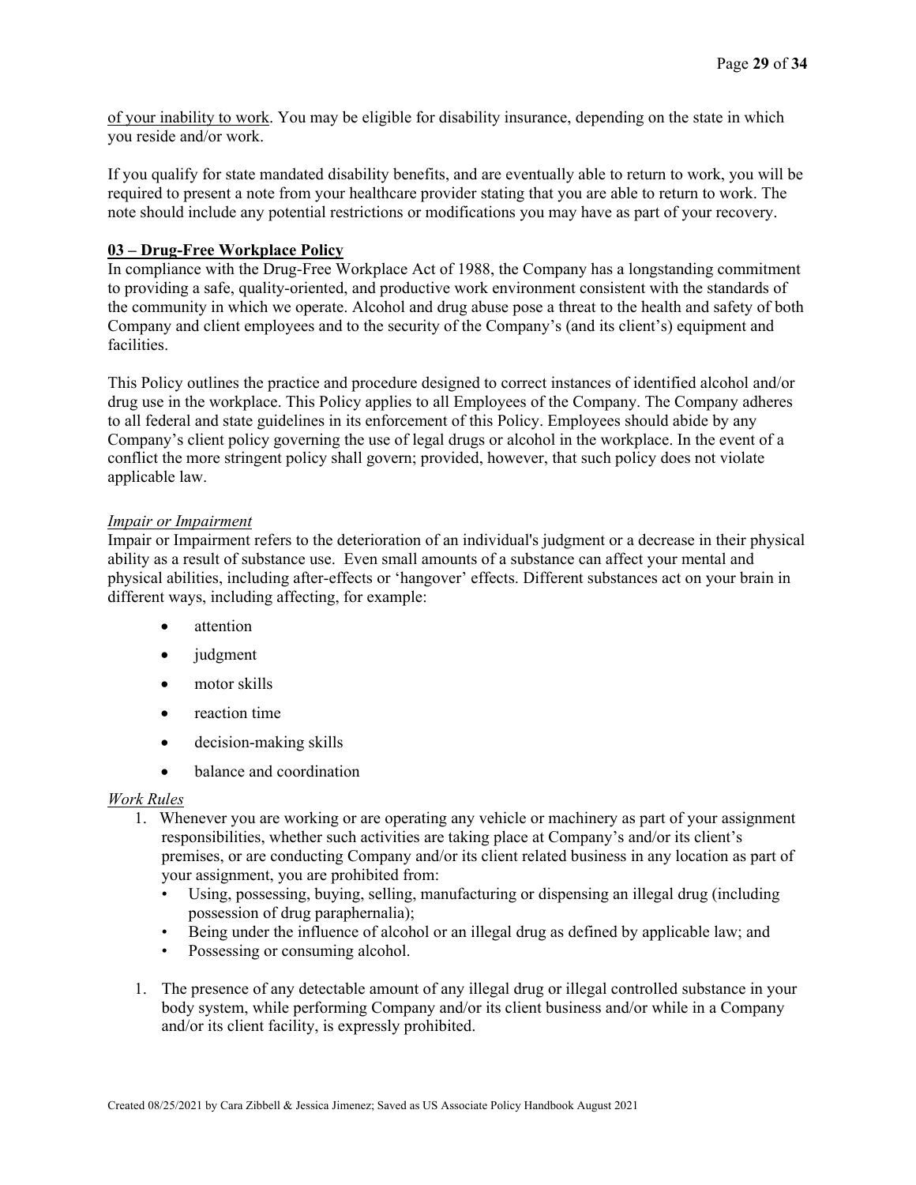of your inability to work. You may be eligible for disability insurance, depending on the state in which you reside and/or work.

If you qualify for state mandated disability benefits, and are eventually able to return to work, you will be required to present a note from your healthcare provider stating that you are able to return to work. The note should include any potential restrictions or modifications you may have as part of your recovery.

### 03 – Drug-Free Workplace Policy

In compliance with the Drug-Free Workplace Act of 1988, the Company has a longstanding commitment to providing a safe, quality-oriented, and productive work environment consistent with the standards of the community in which we operate. Alcohol and drug abuse pose a threat to the health and safety of both Company and client employees and to the security of the Company's (and its client's) equipment and facilities.

This Policy outlines the practice and procedure designed to correct instances of identified alcohol and/or drug use in the workplace. This Policy applies to all Employees of the Company. The Company adheres to all federal and state guidelines in its enforcement of this Policy. Employees should abide by any Company's client policy governing the use of legal drugs or alcohol in the workplace. In the event of a conflict the more stringent policy shall govern; provided, however, that such policy does not violate applicable law.

*Impair or Impairment*

Impair or Impairment refers to the deterioration of an individual's judgment or a decrease in their physical ability as a result of substance use. Even small amounts of a substance can affect your mental and physical abilities, including after-effects or 'hangover' effects. Different substances act on your brain in different ways, including affecting, for example:

- attention
- judgment
- motor skills
- reaction time
- decision-making skills
- balance and coordination

*Work Rules*

1. Whenever you are working or are operating any vehicle or machinery as part of your assignment responsibilities, whether such activities are taking place at Company's and/or its client's premises, or are conducting Company and/or its client related business in any location as part of your assignment, you are prohibited from:
   - Using, possessing, buying, selling, manufacturing or dispensing an illegal drug (including possession of drug paraphernalia);
   - Being under the influence of alcohol or an illegal drug as defined by applicable law; and
   - Possessing or consuming alcohol.

1. The presence of any detectable amount of any illegal drug or illegal controlled substance in your body system, while performing Company and/or its client business and/or while in a Company and/or its client facility, is expressly prohibited.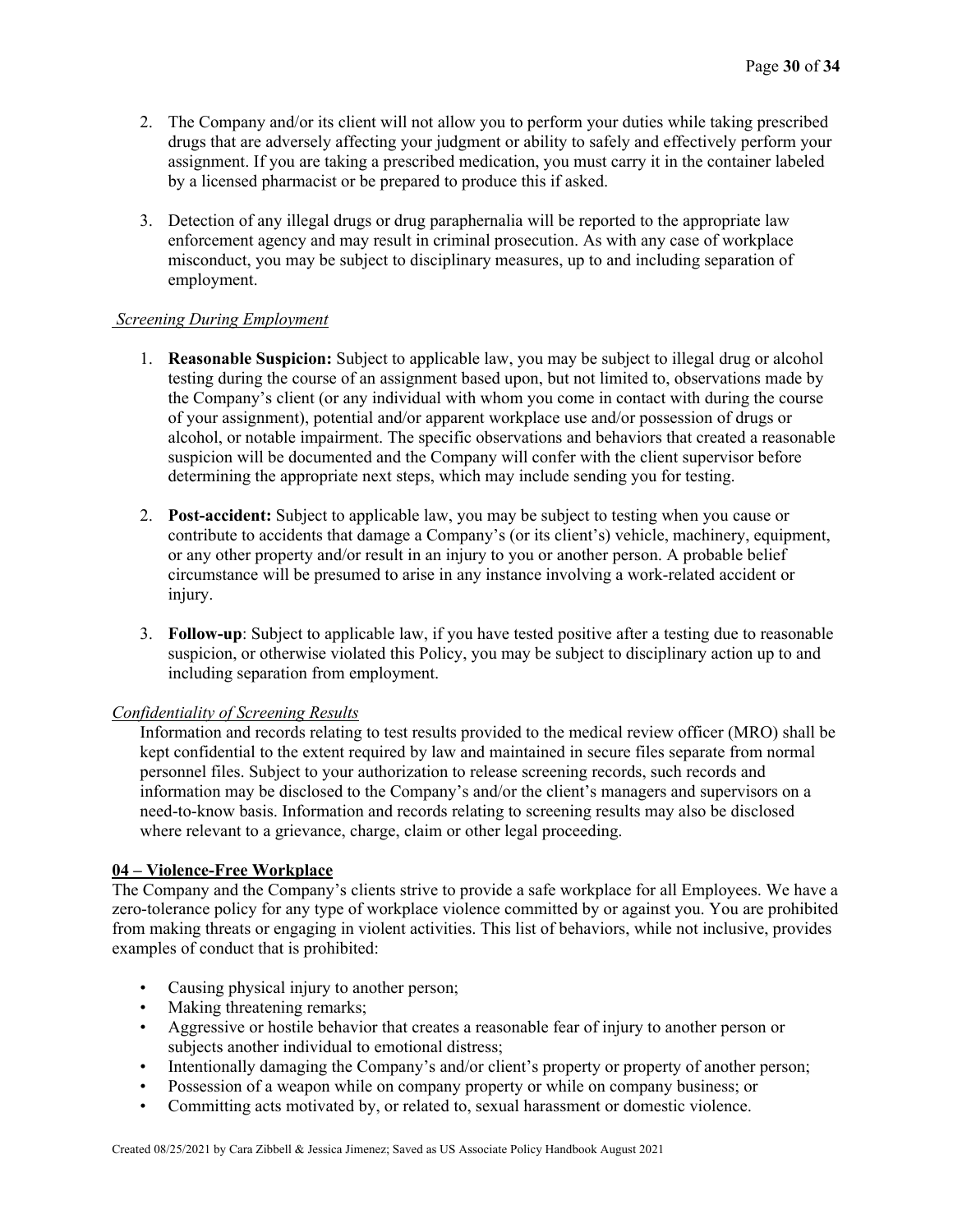2. The Company and/or its client will not allow you to perform your duties while taking prescribed drugs that are adversely affecting your judgment or ability to safely and effectively perform your assignment. If you are taking a prescribed medication, you must carry it in the container labeled by a licensed pharmacist or be prepared to produce this if asked.

3. Detection of any illegal drugs or drug paraphernalia will be reported to the appropriate law enforcement agency and may result in criminal prosecution. As with any case of workplace misconduct, you may be subject to disciplinary measures, up to and including separation of employment.

*Screening During Employment*

1. **Reasonable Suspicion:** Subject to applicable law, you may be subject to illegal drug or alcohol testing during the course of an assignment based upon, but not limited to, observations made by the Company's client (or any individual with whom you come in contact with during the course of your assignment), potential and/or apparent workplace use and/or possession of drugs or alcohol, or notable impairment. The specific observations and behaviors that created a reasonable suspicion will be documented and the Company will confer with the client supervisor before determining the appropriate next steps, which may include sending you for testing.

2. **Post-accident:** Subject to applicable law, you may be subject to testing when you cause or contribute to accidents that damage a Company's (or its client's) vehicle, machinery, equipment, or any other property and/or result in an injury to you or another person. A probable belief circumstance will be presumed to arise in any instance involving a work-related accident or injury.

3. **Follow-up**: Subject to applicable law, if you have tested positive after a testing due to reasonable suspicion, or otherwise violated this Policy, you may be subject to disciplinary action up to and including separation from employment.

*Confidentiality of Screening Results*

Information and records relating to test results provided to the medical review officer (MRO) shall be kept confidential to the extent required by law and maintained in secure files separate from normal personnel files. Subject to your authorization to release screening records, such records and information may be disclosed to the Company's and/or the client's managers and supervisors on a need-to-know basis. Information and records relating to screening results may also be disclosed where relevant to a grievance, charge, claim or other legal proceeding.

**04 – Violence-Free Workplace**

The Company and the Company's clients strive to provide a safe workplace for all Employees. We have a zero-tolerance policy for any type of workplace violence committed by or against you. You are prohibited from making threats or engaging in violent activities. This list of behaviors, while not inclusive, provides examples of conduct that is prohibited:

- Causing physical injury to another person;
- Making threatening remarks;
- Aggressive or hostile behavior that creates a reasonable fear of injury to another person or subjects another individual to emotional distress;
- Intentionally damaging the Company's and/or client's property or property of another person;
- Possession of a weapon while on company property or while on company business; or
- Committing acts motivated by, or related to, sexual harassment or domestic violence.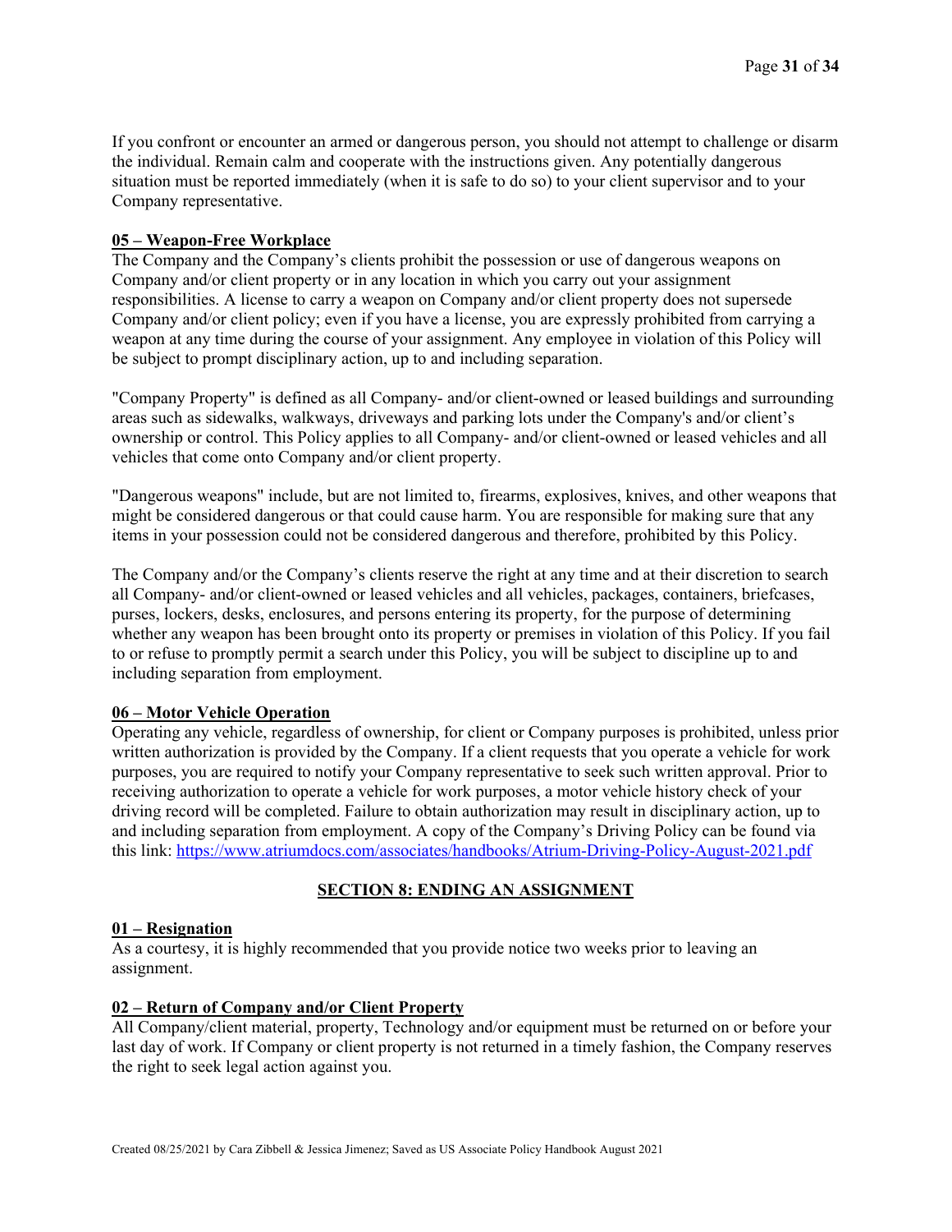If you confront or encounter an armed or dangerous person, you should not attempt to challenge or disarm the individual. Remain calm and cooperate with the instructions given. Any potentially dangerous situation must be reported immediately (when it is safe to do so) to your client supervisor and to your Company representative.

**05 – Weapon-Free Workplace**

The Company and the Company's clients prohibit the possession or use of dangerous weapons on Company and/or client property or in any location in which you carry out your assignment responsibilities. A license to carry a weapon on Company and/or client property does not supersede Company and/or client policy; even if you have a license, you are expressly prohibited from carrying a weapon at any time during the course of your assignment. Any employee in violation of this Policy will be subject to prompt disciplinary action, up to and including separation.

"Company Property" is defined as all Company- and/or client-owned or leased buildings and surrounding areas such as sidewalks, walkways, driveways and parking lots under the Company's and/or client's ownership or control. This Policy applies to all Company- and/or client-owned or leased vehicles and all vehicles that come onto Company and/or client property.

"Dangerous weapons" include, but are not limited to, firearms, explosives, knives, and other weapons that might be considered dangerous or that could cause harm. You are responsible for making sure that any items in your possession could not be considered dangerous and therefore, prohibited by this Policy.

The Company and/or the Company's clients reserve the right at any time and at their discretion to search all Company- and/or client-owned or leased vehicles and all vehicles, packages, containers, briefcases, purses, lockers, desks, enclosures, and persons entering its property, for the purpose of determining whether any weapon has been brought onto its property or premises in violation of this Policy. If you fail to or refuse to promptly permit a search under this Policy, you will be subject to discipline up to and including separation from employment.

**06 – Motor Vehicle Operation**

Operating any vehicle, regardless of ownership, for client or Company purposes is prohibited, unless prior written authorization is provided by the Company. If a client requests that you operate a vehicle for work purposes, you are required to notify your Company representative to seek such written approval. Prior to receiving authorization to operate a vehicle for work purposes, a motor vehicle history check of your driving record will be completed. Failure to obtain authorization may result in disciplinary action, up to and including separation from employment. A copy of the Company's Driving Policy can be found via this link: https://www.atriumdocs.com/associates/handbooks/Atrium-Driving-Policy-August-2021.pdf

## SECTION 8: ENDING AN ASSIGNMENT

**01 – Resignation**

As a courtesy, it is highly recommended that you provide notice two weeks prior to leaving an assignment.

**02 – Return of Company and/or Client Property**

All Company/client material, property, Technology and/or equipment must be returned on or before your last day of work. If Company or client property is not returned in a timely fashion, the Company reserves the right to seek legal action against you.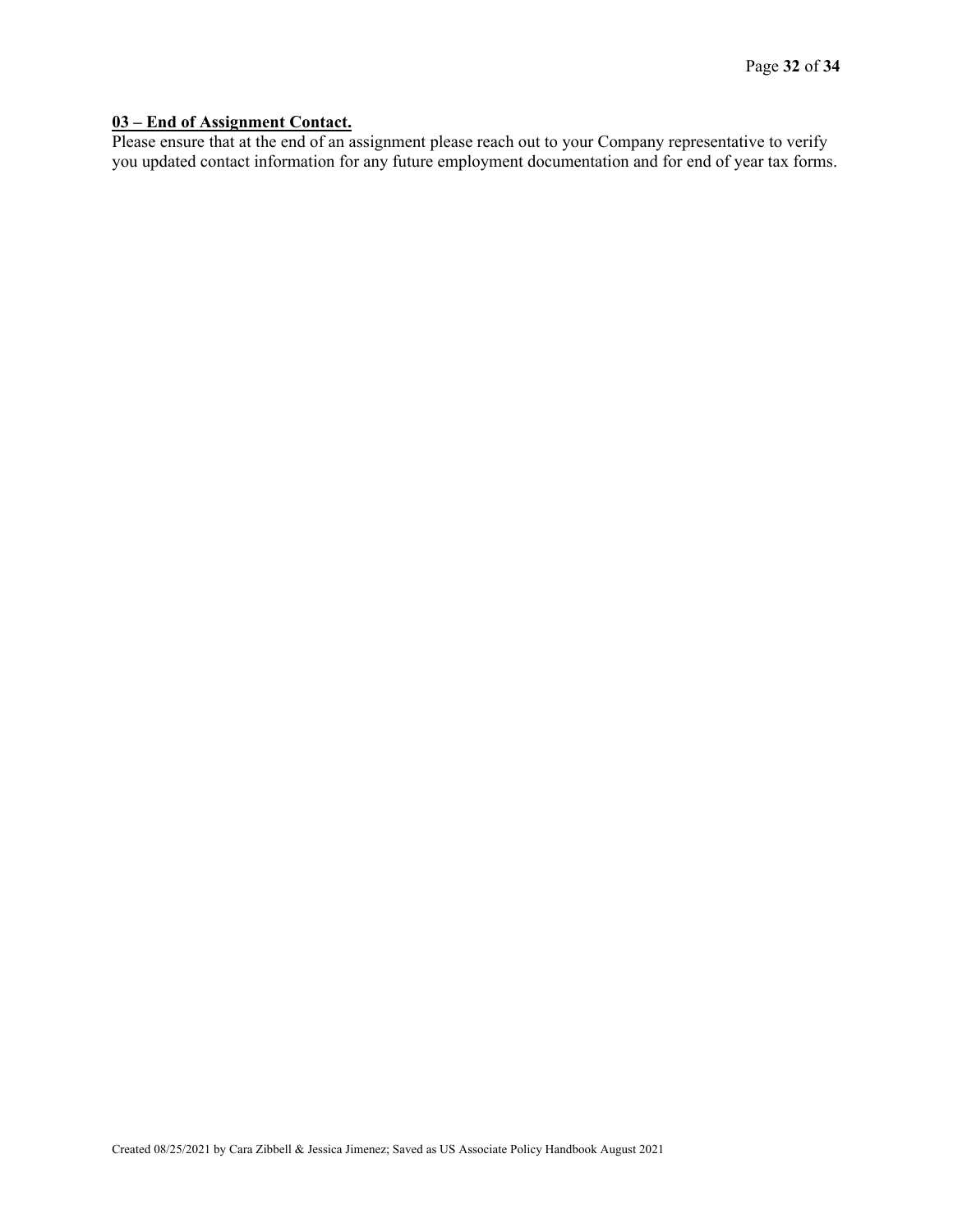**<u>03 – End of Assignment Contact.</u>**

Please ensure that at the end of an assignment please reach out to your Company representative to verify you updated contact information for any future employment documentation and for end of year tax forms.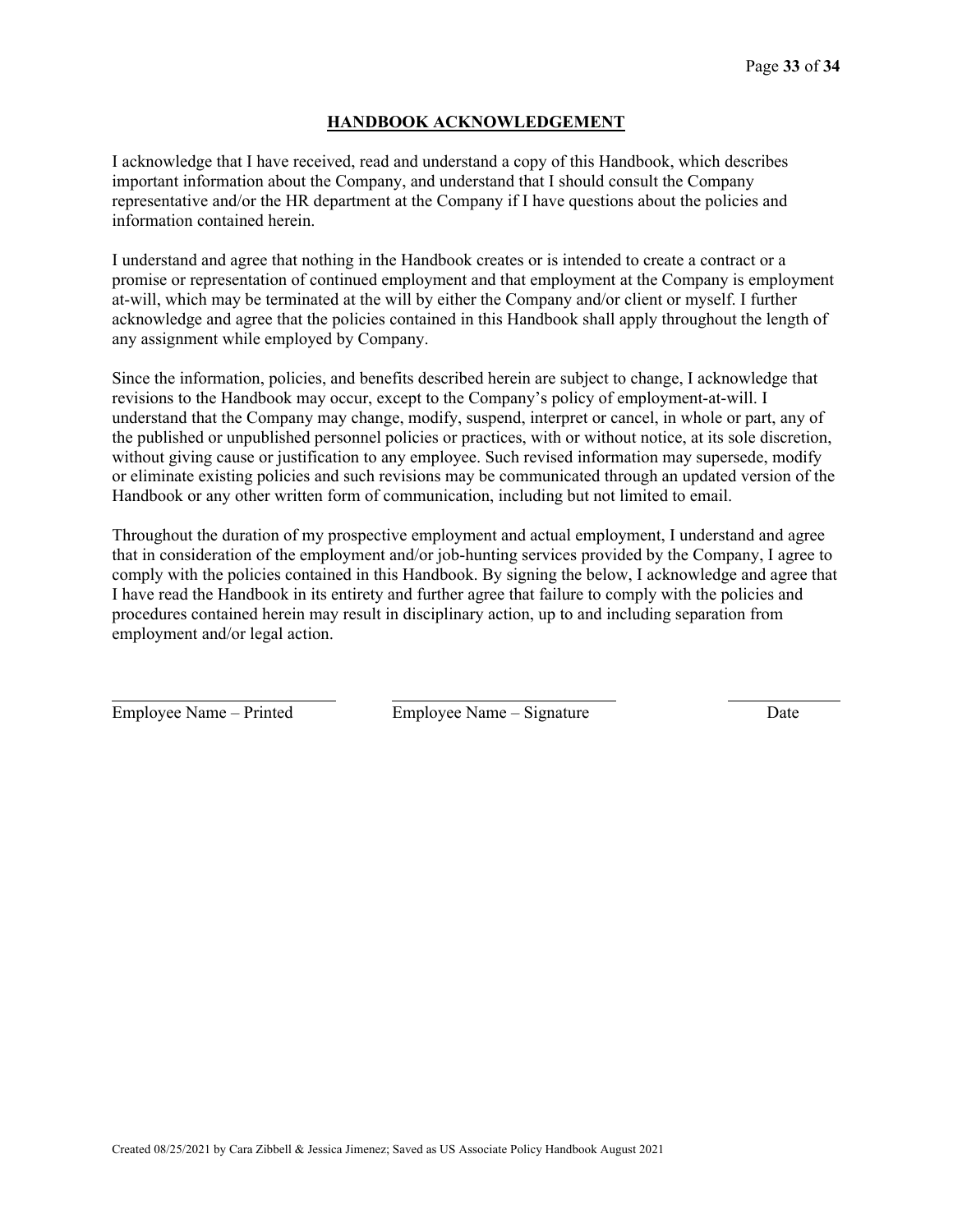## HANDBOOK ACKNOWLEDGEMENT

I acknowledge that I have received, read and understand a copy of this Handbook, which describes important information about the Company, and understand that I should consult the Company representative and/or the HR department at the Company if I have questions about the policies and information contained herein.

I understand and agree that nothing in the Handbook creates or is intended to create a contract or a promise or representation of continued employment and that employment at the Company is employment at-will, which may be terminated at the will by either the Company and/or client or myself. I further acknowledge and agree that the policies contained in this Handbook shall apply throughout the length of any assignment while employed by Company.

Since the information, policies, and benefits described herein are subject to change, I acknowledge that revisions to the Handbook may occur, except to the Company's policy of employment-at-will. I understand that the Company may change, modify, suspend, interpret or cancel, in whole or part, any of the published or unpublished personnel policies or practices, with or without notice, at its sole discretion, without giving cause or justification to any employee. Such revised information may supersede, modify or eliminate existing policies and such revisions may be communicated through an updated version of the Handbook or any other written form of communication, including but not limited to email.

Throughout the duration of my prospective employment and actual employment, I understand and agree that in consideration of the employment and/or job-hunting services provided by the Company, I agree to comply with the policies contained in this Handbook. By signing the below, I acknowledge and agree that I have read the Handbook in its entirety and further agree that failure to comply with the policies and procedures contained herein may result in disciplinary action, up to and including separation from employment and/or legal action.

| ______________________ | ______________________ | ____________ |
|---|---|---|
| Employee Name – Printed | Employee Name – Signature | Date |

Created 08/25/2021 by Cara Zibbell & Jessica Jimenez; Saved as US Associate Policy Handbook August 2021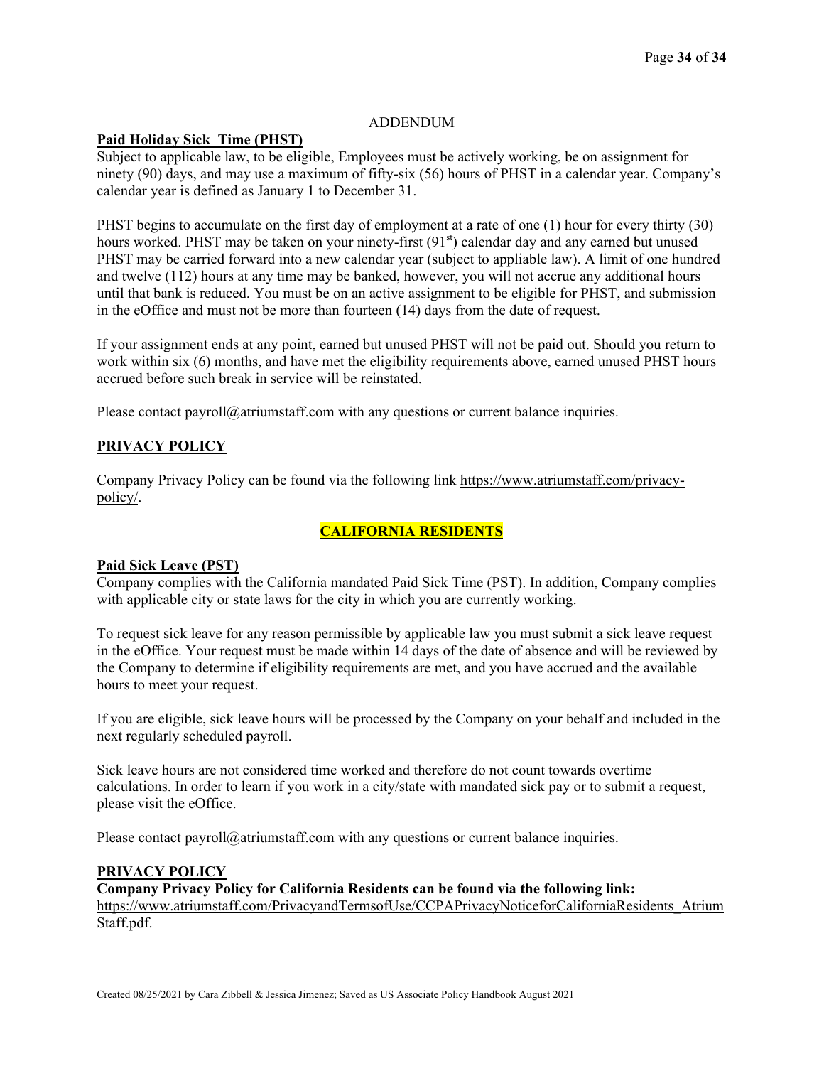ADDENDUM

**Paid Holiday Sick Time (PHST)**

Subject to applicable law, to be eligible, Employees must be actively working, be on assignment for ninety (90) days, and may use a maximum of fifty-six (56) hours of PHST in a calendar year. Company's calendar year is defined as January 1 to December 31.

PHST begins to accumulate on the first day of employment at a rate of one (1) hour for every thirty (30) hours worked. PHST may be taken on your ninety-first (91st) calendar day and any earned but unused PHST may be carried forward into a new calendar year (subject to appliable law). A limit of one hundred and twelve (112) hours at any time may be banked, however, you will not accrue any additional hours until that bank is reduced. You must be on an active assignment to be eligible for PHST, and submission in the eOffice and must not be more than fourteen (14) days from the date of request.

If your assignment ends at any point, earned but unused PHST will not be paid out. Should you return to work within six (6) months, and have met the eligibility requirements above, earned unused PHST hours accrued before such break in service will be reinstated.

Please contact payroll@atriumstaff.com with any questions or current balance inquiries.

**PRIVACY POLICY**

Company Privacy Policy can be found via the following link https://www.atriumstaff.com/privacy-policy/.

**CALIFORNIA RESIDENTS**

**Paid Sick Leave (PST)**

Company complies with the California mandated Paid Sick Time (PST). In addition, Company complies with applicable city or state laws for the city in which you are currently working.

To request sick leave for any reason permissible by applicable law you must submit a sick leave request in the eOffice. Your request must be made within 14 days of the date of absence and will be reviewed by the Company to determine if eligibility requirements are met, and you have accrued and the available hours to meet your request.

If you are eligible, sick leave hours will be processed by the Company on your behalf and included in the next regularly scheduled payroll.

Sick leave hours are not considered time worked and therefore do not count towards overtime calculations. In order to learn if you work in a city/state with mandated sick pay or to submit a request, please visit the eOffice.

Please contact payroll@atriumstaff.com with any questions or current balance inquiries.

**PRIVACY POLICY**

**Company Privacy Policy for California Residents can be found via the following link:**
https://www.atriumstaff.com/PrivacyandTermsofUse/CCPAPrivacyNoticeforCaliforniaResidents_AtriumStaff.pdf.

Created 08/25/2021 by Cara Zibbell & Jessica Jimenez; Saved as US Associate Policy Handbook August 2021